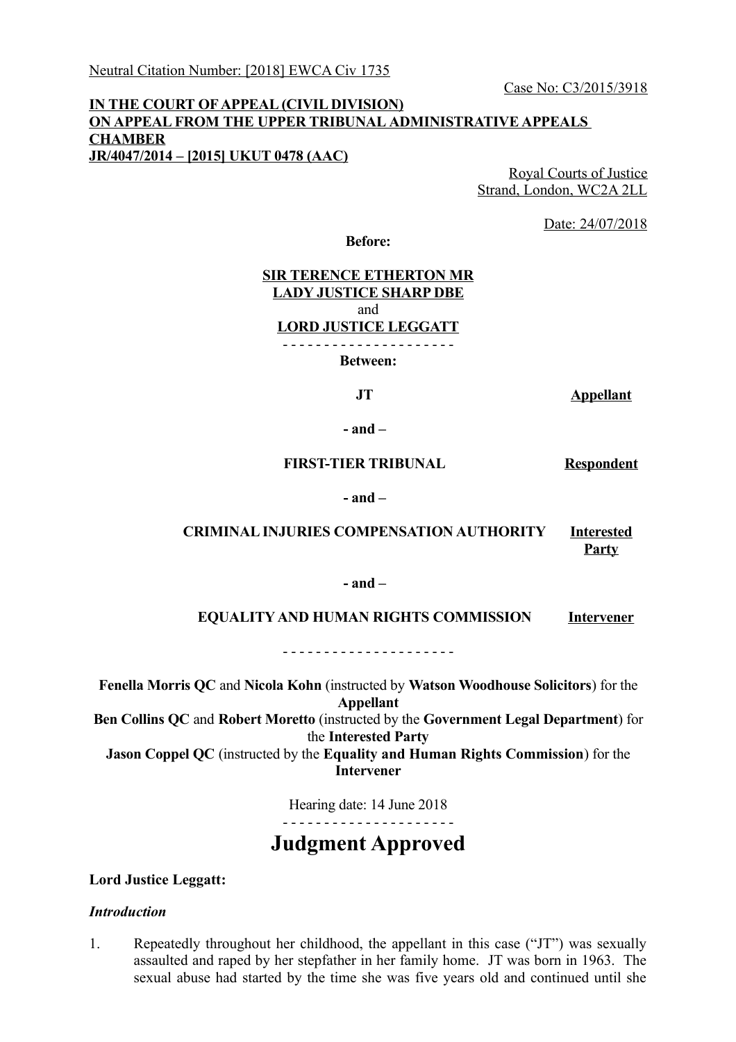Neutral Citation Number: [2018] EWCA Civ 1735

Case No: C3/2015/3918

**IN THE COURT OF APPEAL (CIVIL DIVISION)**
**ON APPEAL FROM THE UPPER TRIBUNAL ADMINISTRATIVE APPEALS CHAMBER**
**JR/4047/2014 – [2015] UKUT 0478 (AAC)**

Royal Courts of Justice
Strand, London, WC2A 2LL

Date: 24/07/2018

**Before:**

**SIR TERENCE ETHERTON MR**
**LADY JUSTICE SHARP DBE**
and
**LORD JUSTICE LEGGATT**

- - - - - - - - - - - - - - - - - - - - -

**Between:**

| | |
|---|---|
| **JT** | **Appellant** |
| **- and –** | |
| **FIRST-TIER TRIBUNAL** | **Respondent** |
| **- and –** | |
| **CRIMINAL INJURIES COMPENSATION AUTHORITY** | **Interested Party** |
| **- and –** | |
| **EQUALITY AND HUMAN RIGHTS COMMISSION** | **Intervener** |

- - - - - - - - - - - - - - - - - - - - -

**Fenella Morris QC** and **Nicola Kohn** (instructed by **Watson Woodhouse Solicitors**) for the **Appellant**
**Ben Collins QC** and **Robert Moretto** (instructed by the **Government Legal Department**) for the **Interested Party**
**Jason Coppel QC** (instructed by the **Equality and Human Rights Commission**) for the **Intervener**

Hearing date: 14 June 2018

- - - - - - - - - - - - - - - - - - - - -

# Judgment Approved

**Lord Justice Leggatt:**

### *Introduction*

1. Repeatedly throughout her childhood, the appellant in this case ("JT") was sexually assaulted and raped by her stepfather in her family home. JT was born in 1963. The sexual abuse had started by the time she was five years old and continued until she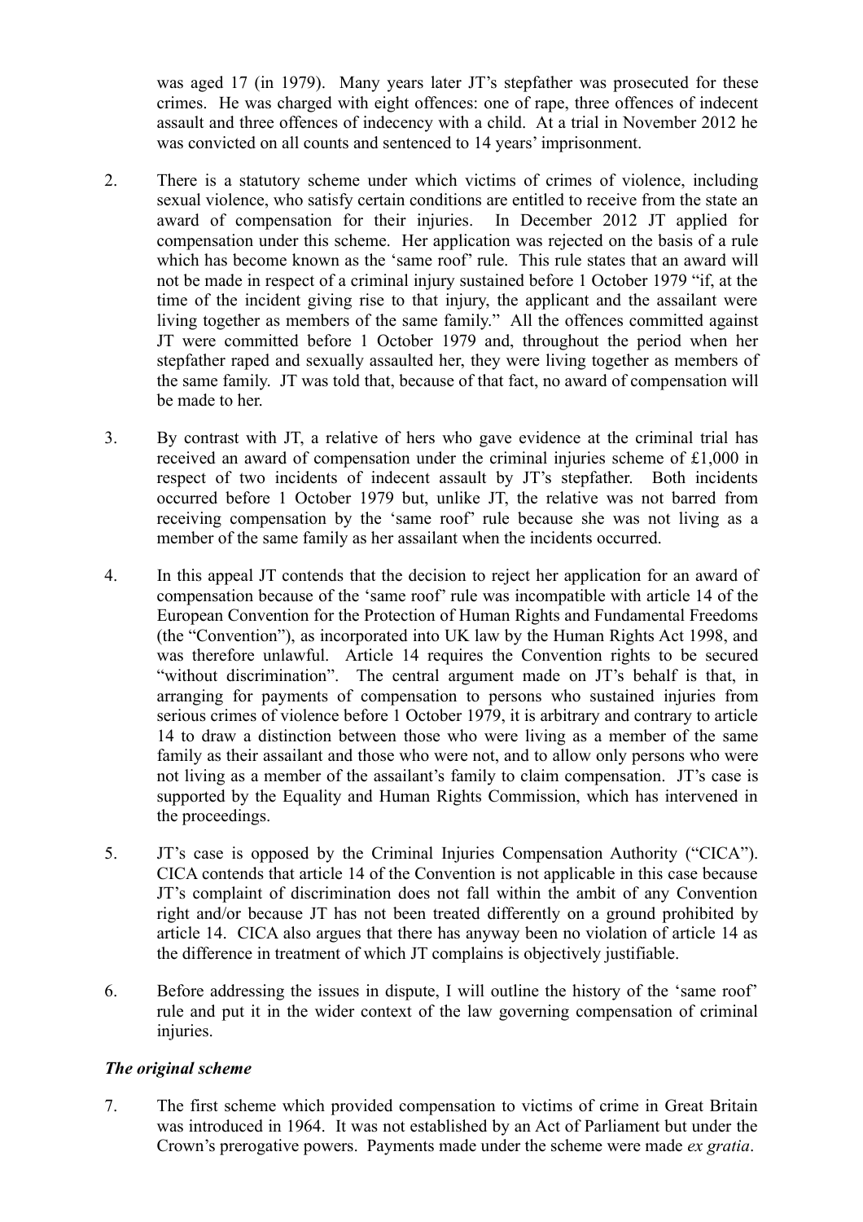was aged 17 (in 1979). Many years later JT's stepfather was prosecuted for these crimes. He was charged with eight offences: one of rape, three offences of indecent assault and three offences of indecency with a child. At a trial in November 2012 he was convicted on all counts and sentenced to 14 years' imprisonment.

2. There is a statutory scheme under which victims of crimes of violence, including sexual violence, who satisfy certain conditions are entitled to receive from the state an award of compensation for their injuries. In December 2012 JT applied for compensation under this scheme. Her application was rejected on the basis of a rule which has become known as the 'same roof' rule. This rule states that an award will not be made in respect of a criminal injury sustained before 1 October 1979 "if, at the time of the incident giving rise to that injury, the applicant and the assailant were living together as members of the same family." All the offences committed against JT were committed before 1 October 1979 and, throughout the period when her stepfather raped and sexually assaulted her, they were living together as members of the same family. JT was told that, because of that fact, no award of compensation will be made to her.

3. By contrast with JT, a relative of hers who gave evidence at the criminal trial has received an award of compensation under the criminal injuries scheme of £1,000 in respect of two incidents of indecent assault by JT's stepfather. Both incidents occurred before 1 October 1979 but, unlike JT, the relative was not barred from receiving compensation by the 'same roof' rule because she was not living as a member of the same family as her assailant when the incidents occurred.

4. In this appeal JT contends that the decision to reject her application for an award of compensation because of the 'same roof' rule was incompatible with article 14 of the European Convention for the Protection of Human Rights and Fundamental Freedoms (the "Convention"), as incorporated into UK law by the Human Rights Act 1998, and was therefore unlawful. Article 14 requires the Convention rights to be secured "without discrimination". The central argument made on JT's behalf is that, in arranging for payments of compensation to persons who sustained injuries from serious crimes of violence before 1 October 1979, it is arbitrary and contrary to article 14 to draw a distinction between those who were living as a member of the same family as their assailant and those who were not, and to allow only persons who were not living as a member of the assailant's family to claim compensation. JT's case is supported by the Equality and Human Rights Commission, which has intervened in the proceedings.

5. JT's case is opposed by the Criminal Injuries Compensation Authority ("CICA"). CICA contends that article 14 of the Convention is not applicable in this case because JT's complaint of discrimination does not fall within the ambit of any Convention right and/or because JT has not been treated differently on a ground prohibited by article 14. CICA also argues that there has anyway been no violation of article 14 as the difference in treatment of which JT complains is objectively justifiable.

6. Before addressing the issues in dispute, I will outline the history of the 'same roof' rule and put it in the wider context of the law governing compensation of criminal injuries.

### *The original scheme*

7. The first scheme which provided compensation to victims of crime in Great Britain was introduced in 1964. It was not established by an Act of Parliament but under the Crown's prerogative powers. Payments made under the scheme were made *ex gratia*.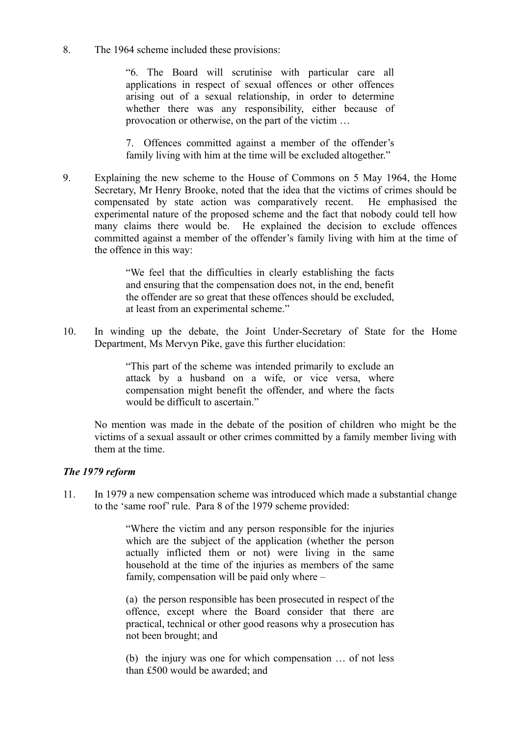8. The 1964 scheme included these provisions:

> "6. The Board will scrutinise with particular care all applications in respect of sexual offences or other offences arising out of a sexual relationship, in order to determine whether there was any responsibility, either because of provocation or otherwise, on the part of the victim …
>
> 7. Offences committed against a member of the offender's family living with him at the time will be excluded altogether."

9. Explaining the new scheme to the House of Commons on 5 May 1964, the Home Secretary, Mr Henry Brooke, noted that the idea that the victims of crimes should be compensated by state action was comparatively recent. He emphasised the experimental nature of the proposed scheme and the fact that nobody could tell how many claims there would be. He explained the decision to exclude offences committed against a member of the offender's family living with him at the time of the offence in this way:

> "We feel that the difficulties in clearly establishing the facts and ensuring that the compensation does not, in the end, benefit the offender are so great that these offences should be excluded, at least from an experimental scheme."

10. In winding up the debate, the Joint Under-Secretary of State for the Home Department, Ms Mervyn Pike, gave this further elucidation:

> "This part of the scheme was intended primarily to exclude an attack by a husband on a wife, or vice versa, where compensation might benefit the offender, and where the facts would be difficult to ascertain."

No mention was made in the debate of the position of children who might be the victims of a sexual assault or other crimes committed by a family member living with them at the time.

### *The 1979 reform*

11. In 1979 a new compensation scheme was introduced which made a substantial change to the 'same roof' rule. Para 8 of the 1979 scheme provided:

> "Where the victim and any person responsible for the injuries which are the subject of the application (whether the person actually inflicted them or not) were living in the same household at the time of the injuries as members of the same family, compensation will be paid only where –
>
> (a) the person responsible has been prosecuted in respect of the offence, except where the Board consider that there are practical, technical or other good reasons why a prosecution has not been brought; and
>
> (b) the injury was one for which compensation … of not less than £500 would be awarded; and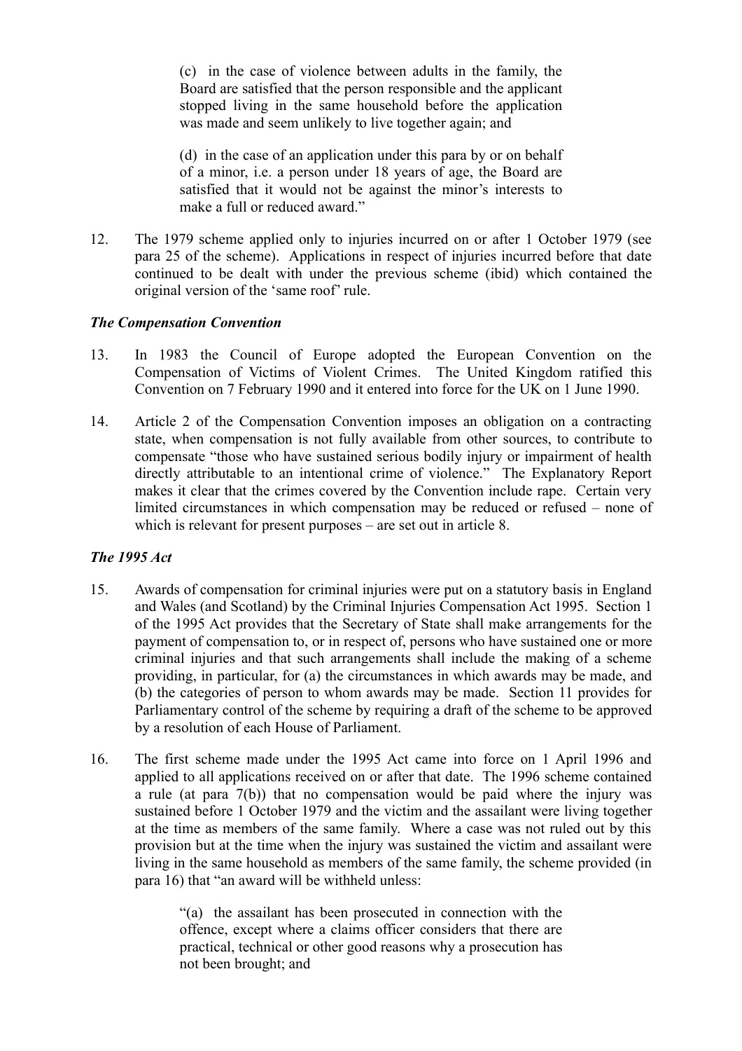> (c) in the case of violence between adults in the family, the Board are satisfied that the person responsible and the applicant stopped living in the same household before the application was made and seem unlikely to live together again; and
>
> (d) in the case of an application under this para by or on behalf of a minor, i.e. a person under 18 years of age, the Board are satisfied that it would not be against the minor's interests to make a full or reduced award."

12. The 1979 scheme applied only to injuries incurred on or after 1 October 1979 (see para 25 of the scheme). Applications in respect of injuries incurred before that date continued to be dealt with under the previous scheme (ibid) which contained the original version of the 'same roof' rule.

### *The Compensation Convention*

13. In 1983 the Council of Europe adopted the European Convention on the Compensation of Victims of Violent Crimes. The United Kingdom ratified this Convention on 7 February 1990 and it entered into force for the UK on 1 June 1990.

14. Article 2 of the Compensation Convention imposes an obligation on a contracting state, when compensation is not fully available from other sources, to contribute to compensate "those who have sustained serious bodily injury or impairment of health directly attributable to an intentional crime of violence." The Explanatory Report makes it clear that the crimes covered by the Convention include rape. Certain very limited circumstances in which compensation may be reduced or refused – none of which is relevant for present purposes – are set out in article 8.

### *The 1995 Act*

15. Awards of compensation for criminal injuries were put on a statutory basis in England and Wales (and Scotland) by the Criminal Injuries Compensation Act 1995. Section 1 of the 1995 Act provides that the Secretary of State shall make arrangements for the payment of compensation to, or in respect of, persons who have sustained one or more criminal injuries and that such arrangements shall include the making of a scheme providing, in particular, for (a) the circumstances in which awards may be made, and (b) the categories of person to whom awards may be made. Section 11 provides for Parliamentary control of the scheme by requiring a draft of the scheme to be approved by a resolution of each House of Parliament.

16. The first scheme made under the 1995 Act came into force on 1 April 1996 and applied to all applications received on or after that date. The 1996 scheme contained a rule (at para 7(b)) that no compensation would be paid where the injury was sustained before 1 October 1979 and the victim and the assailant were living together at the time as members of the same family. Where a case was not ruled out by this provision but at the time when the injury was sustained the victim and assailant were living in the same household as members of the same family, the scheme provided (in para 16) that "an award will be withheld unless:

> "(a) the assailant has been prosecuted in connection with the offence, except where a claims officer considers that there are practical, technical or other good reasons why a prosecution has not been brought; and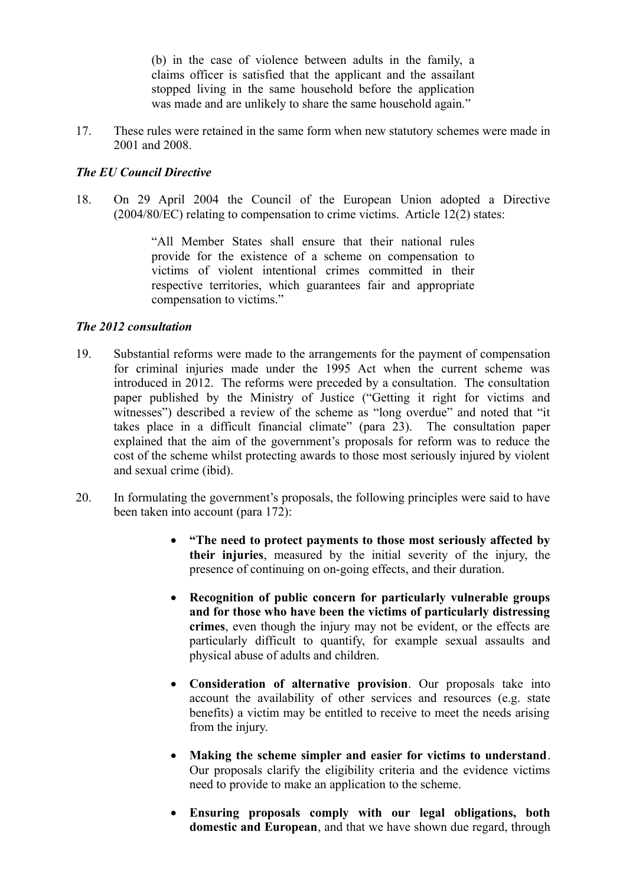> (b) in the case of violence between adults in the family, a claims officer is satisfied that the applicant and the assailant stopped living in the same household before the application was made and are unlikely to share the same household again."

17. These rules were retained in the same form when new statutory schemes were made in 2001 and 2008.

### *The EU Council Directive*

18. On 29 April 2004 the Council of the European Union adopted a Directive (2004/80/EC) relating to compensation to crime victims. Article 12(2) states:

> "All Member States shall ensure that their national rules provide for the existence of a scheme on compensation to victims of violent intentional crimes committed in their respective territories, which guarantees fair and appropriate compensation to victims."

### *The 2012 consultation*

19. Substantial reforms were made to the arrangements for the payment of compensation for criminal injuries made under the 1995 Act when the current scheme was introduced in 2012. The reforms were preceded by a consultation. The consultation paper published by the Ministry of Justice ("Getting it right for victims and witnesses") described a review of the scheme as "long overdue" and noted that "it takes place in a difficult financial climate" (para 23). The consultation paper explained that the aim of the government's proposals for reform was to reduce the cost of the scheme whilst protecting awards to those most seriously injured by violent and sexual crime (ibid).

20. In formulating the government's proposals, the following principles were said to have been taken into account (para 172):

> - **"The need to protect payments to those most seriously affected by their injuries**, measured by the initial severity of the injury, the presence of continuing on on-going effects, and their duration.
> - **Recognition of public concern for particularly vulnerable groups and for those who have been the victims of particularly distressing crimes**, even though the injury may not be evident, or the effects are particularly difficult to quantify, for example sexual assaults and physical abuse of adults and children.
> - **Consideration of alternative provision**. Our proposals take into account the availability of other services and resources (e.g. state benefits) a victim may be entitled to receive to meet the needs arising from the injury.
> - **Making the scheme simpler and easier for victims to understand**. Our proposals clarify the eligibility criteria and the evidence victims need to provide to make an application to the scheme.
> - **Ensuring proposals comply with our legal obligations, both domestic and European**, and that we have shown due regard, through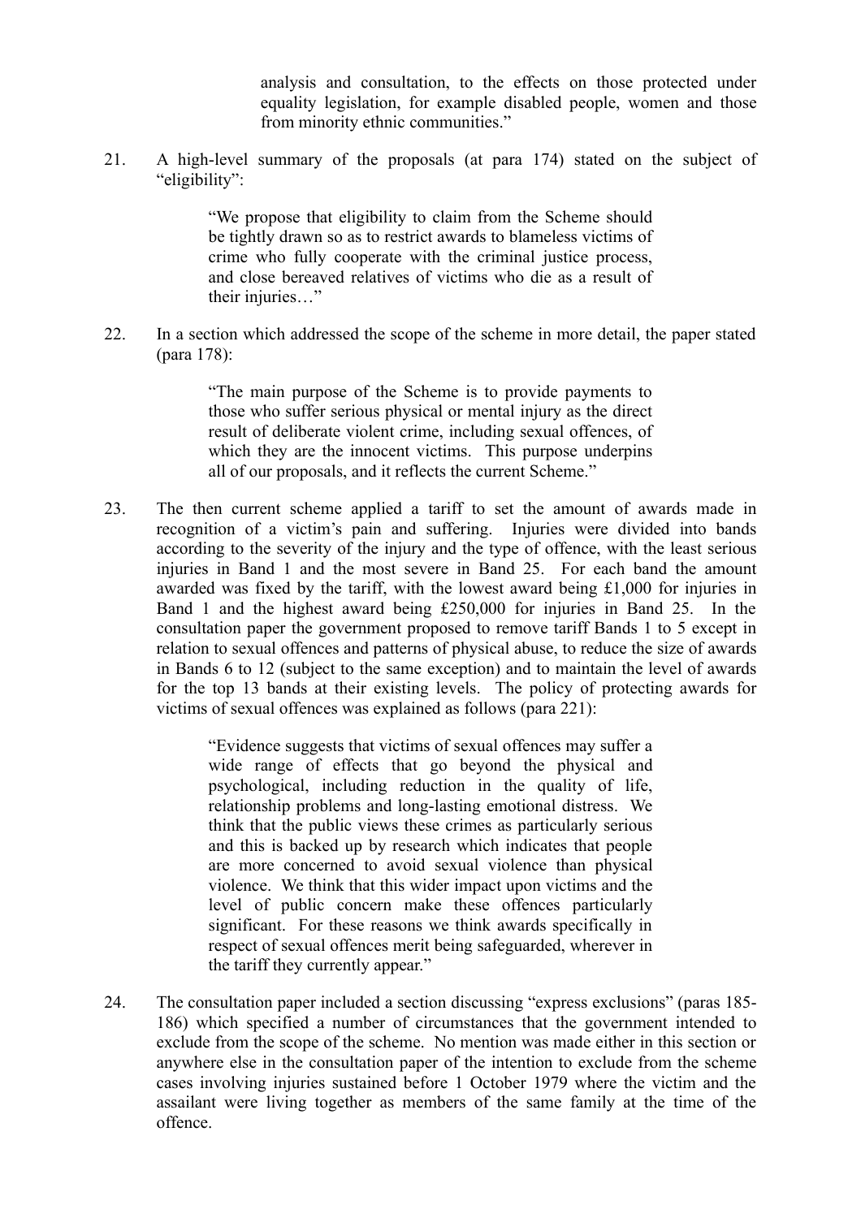> analysis and consultation, to the effects on those protected under equality legislation, for example disabled people, women and those from minority ethnic communities."

21. A high-level summary of the proposals (at para 174) stated on the subject of "eligibility":

> "We propose that eligibility to claim from the Scheme should be tightly drawn so as to restrict awards to blameless victims of crime who fully cooperate with the criminal justice process, and close bereaved relatives of victims who die as a result of their injuries…"

22. In a section which addressed the scope of the scheme in more detail, the paper stated (para 178):

> "The main purpose of the Scheme is to provide payments to those who suffer serious physical or mental injury as the direct result of deliberate violent crime, including sexual offences, of which they are the innocent victims. This purpose underpins all of our proposals, and it reflects the current Scheme."

23. The then current scheme applied a tariff to set the amount of awards made in recognition of a victim's pain and suffering. Injuries were divided into bands according to the severity of the injury and the type of offence, with the least serious injuries in Band 1 and the most severe in Band 25. For each band the amount awarded was fixed by the tariff, with the lowest award being £1,000 for injuries in Band 1 and the highest award being £250,000 for injuries in Band 25. In the consultation paper the government proposed to remove tariff Bands 1 to 5 except in relation to sexual offences and patterns of physical abuse, to reduce the size of awards in Bands 6 to 12 (subject to the same exception) and to maintain the level of awards for the top 13 bands at their existing levels. The policy of protecting awards for victims of sexual offences was explained as follows (para 221):

> "Evidence suggests that victims of sexual offences may suffer a wide range of effects that go beyond the physical and psychological, including reduction in the quality of life, relationship problems and long-lasting emotional distress. We think that the public views these crimes as particularly serious and this is backed up by research which indicates that people are more concerned to avoid sexual violence than physical violence. We think that this wider impact upon victims and the level of public concern make these offences particularly significant. For these reasons we think awards specifically in respect of sexual offences merit being safeguarded, wherever in the tariff they currently appear."

24. The consultation paper included a section discussing "express exclusions" (paras 185-186) which specified a number of circumstances that the government intended to exclude from the scope of the scheme. No mention was made either in this section or anywhere else in the consultation paper of the intention to exclude from the scheme cases involving injuries sustained before 1 October 1979 where the victim and the assailant were living together as members of the same family at the time of the offence.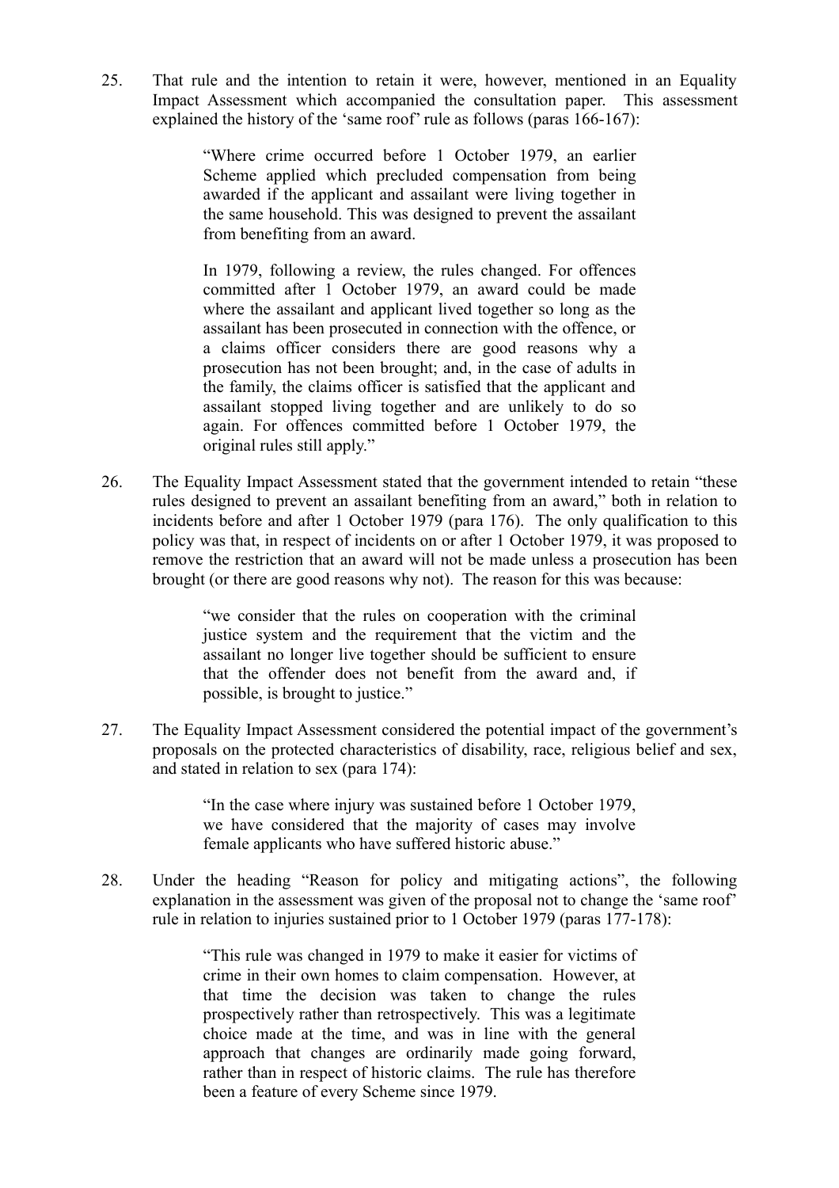25. That rule and the intention to retain it were, however, mentioned in an Equality Impact Assessment which accompanied the consultation paper. This assessment explained the history of the 'same roof' rule as follows (paras 166-167):

> "Where crime occurred before 1 October 1979, an earlier Scheme applied which precluded compensation from being awarded if the applicant and assailant were living together in the same household. This was designed to prevent the assailant from benefiting from an award.
>
> In 1979, following a review, the rules changed. For offences committed after 1 October 1979, an award could be made where the assailant and applicant lived together so long as the assailant has been prosecuted in connection with the offence, or a claims officer considers there are good reasons why a prosecution has not been brought; and, in the case of adults in the family, the claims officer is satisfied that the applicant and assailant stopped living together and are unlikely to do so again. For offences committed before 1 October 1979, the original rules still apply."

26. The Equality Impact Assessment stated that the government intended to retain "these rules designed to prevent an assailant benefiting from an award," both in relation to incidents before and after 1 October 1979 (para 176). The only qualification to this policy was that, in respect of incidents on or after 1 October 1979, it was proposed to remove the restriction that an award will not be made unless a prosecution has been brought (or there are good reasons why not). The reason for this was because:

> "we consider that the rules on cooperation with the criminal justice system and the requirement that the victim and the assailant no longer live together should be sufficient to ensure that the offender does not benefit from the award and, if possible, is brought to justice."

27. The Equality Impact Assessment considered the potential impact of the government's proposals on the protected characteristics of disability, race, religious belief and sex, and stated in relation to sex (para 174):

> "In the case where injury was sustained before 1 October 1979, we have considered that the majority of cases may involve female applicants who have suffered historic abuse."

28. Under the heading "Reason for policy and mitigating actions", the following explanation in the assessment was given of the proposal not to change the 'same roof' rule in relation to injuries sustained prior to 1 October 1979 (paras 177-178):

> "This rule was changed in 1979 to make it easier for victims of crime in their own homes to claim compensation. However, at that time the decision was taken to change the rules prospectively rather than retrospectively. This was a legitimate choice made at the time, and was in line with the general approach that changes are ordinarily made going forward, rather than in respect of historic claims. The rule has therefore been a feature of every Scheme since 1979.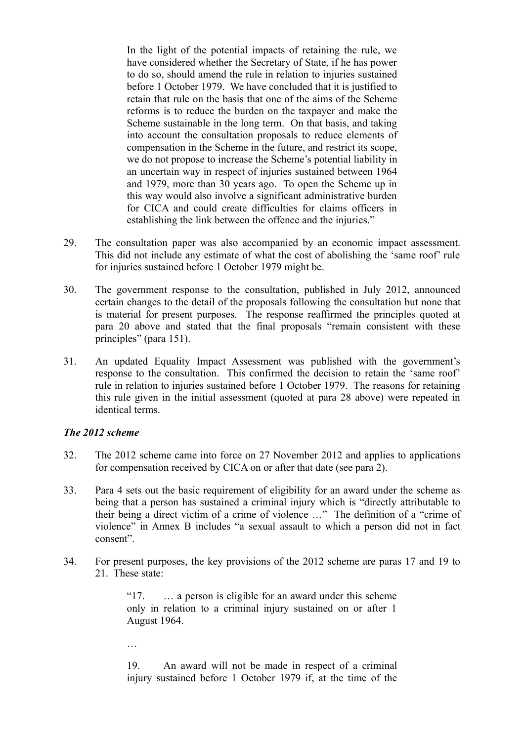> In the light of the potential impacts of retaining the rule, we have considered whether the Secretary of State, if he has power to do so, should amend the rule in relation to injuries sustained before 1 October 1979. We have concluded that it is justified to retain that rule on the basis that one of the aims of the Scheme reforms is to reduce the burden on the taxpayer and make the Scheme sustainable in the long term. On that basis, and taking into account the consultation proposals to reduce elements of compensation in the Scheme in the future, and restrict its scope, we do not propose to increase the Scheme's potential liability in an uncertain way in respect of injuries sustained between 1964 and 1979, more than 30 years ago. To open the Scheme up in this way would also involve a significant administrative burden for CICA and could create difficulties for claims officers in establishing the link between the offence and the injuries."

29. The consultation paper was also accompanied by an economic impact assessment. This did not include any estimate of what the cost of abolishing the 'same roof' rule for injuries sustained before 1 October 1979 might be.

30. The government response to the consultation, published in July 2012, announced certain changes to the detail of the proposals following the consultation but none that is material for present purposes. The response reaffirmed the principles quoted at para 20 above and stated that the final proposals "remain consistent with these principles" (para 151).

31. An updated Equality Impact Assessment was published with the government's response to the consultation. This confirmed the decision to retain the 'same roof' rule in relation to injuries sustained before 1 October 1979. The reasons for retaining this rule given in the initial assessment (quoted at para 28 above) were repeated in identical terms.

### *The 2012 scheme*

32. The 2012 scheme came into force on 27 November 2012 and applies to applications for compensation received by CICA on or after that date (see para 2).

33. Para 4 sets out the basic requirement of eligibility for an award under the scheme as being that a person has sustained a criminal injury which is "directly attributable to their being a direct victim of a crime of violence …" The definition of a "crime of violence" in Annex B includes "a sexual assault to which a person did not in fact consent".

34. For present purposes, the key provisions of the 2012 scheme are paras 17 and 19 to 21. These state:

> "17. … a person is eligible for an award under this scheme only in relation to a criminal injury sustained on or after 1 August 1964.
>
> …
>
> 19. An award will not be made in respect of a criminal injury sustained before 1 October 1979 if, at the time of the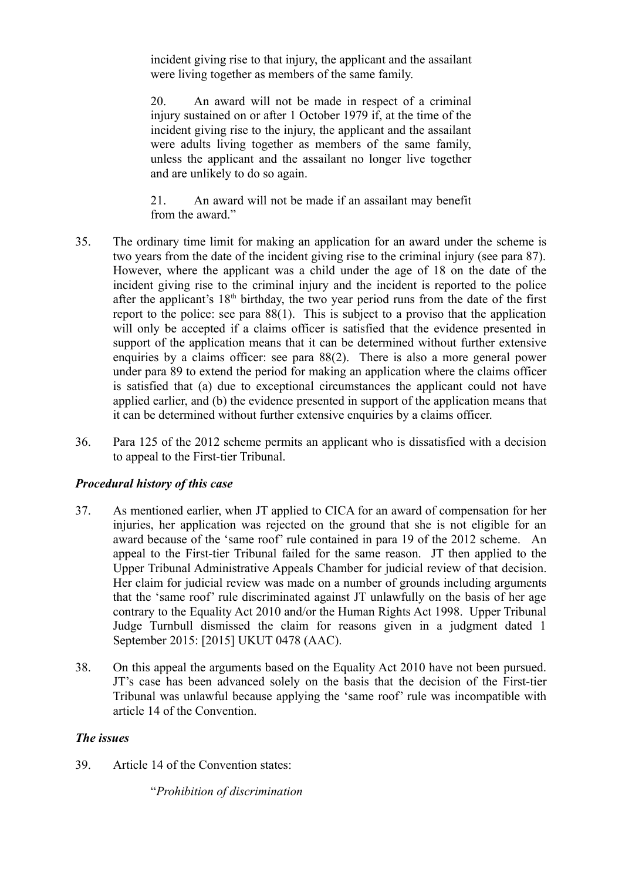incident giving rise to that injury, the applicant and the assailant were living together as members of the same family.

> 20. An award will not be made in respect of a criminal injury sustained on or after 1 October 1979 if, at the time of the incident giving rise to the injury, the applicant and the assailant were adults living together as members of the same family, unless the applicant and the assailant no longer live together and are unlikely to do so again.
>
> 21. An award will not be made if an assailant may benefit from the award."

35. The ordinary time limit for making an application for an award under the scheme is two years from the date of the incident giving rise to the criminal injury (see para 87). However, where the applicant was a child under the age of 18 on the date of the incident giving rise to the criminal injury and the incident is reported to the police after the applicant's 18th birthday, the two year period runs from the date of the first report to the police: see para 88(1). This is subject to a proviso that the application will only be accepted if a claims officer is satisfied that the evidence presented in support of the application means that it can be determined without further extensive enquiries by a claims officer: see para 88(2). There is also a more general power under para 89 to extend the period for making an application where the claims officer is satisfied that (a) due to exceptional circumstances the applicant could not have applied earlier, and (b) the evidence presented in support of the application means that it can be determined without further extensive enquiries by a claims officer.

36. Para 125 of the 2012 scheme permits an applicant who is dissatisfied with a decision to appeal to the First-tier Tribunal.

### *Procedural history of this case*

37. As mentioned earlier, when JT applied to CICA for an award of compensation for her injuries, her application was rejected on the ground that she is not eligible for an award because of the 'same roof' rule contained in para 19 of the 2012 scheme. An appeal to the First-tier Tribunal failed for the same reason. JT then applied to the Upper Tribunal Administrative Appeals Chamber for judicial review of that decision. Her claim for judicial review was made on a number of grounds including arguments that the 'same roof' rule discriminated against JT unlawfully on the basis of her age contrary to the Equality Act 2010 and/or the Human Rights Act 1998. Upper Tribunal Judge Turnbull dismissed the claim for reasons given in a judgment dated 1 September 2015: [2015] UKUT 0478 (AAC).

38. On this appeal the arguments based on the Equality Act 2010 have not been pursued. JT's case has been advanced solely on the basis that the decision of the First-tier Tribunal was unlawful because applying the 'same roof' rule was incompatible with article 14 of the Convention.

### *The issues*

39. Article 14 of the Convention states:

> "*Prohibition of discrimination*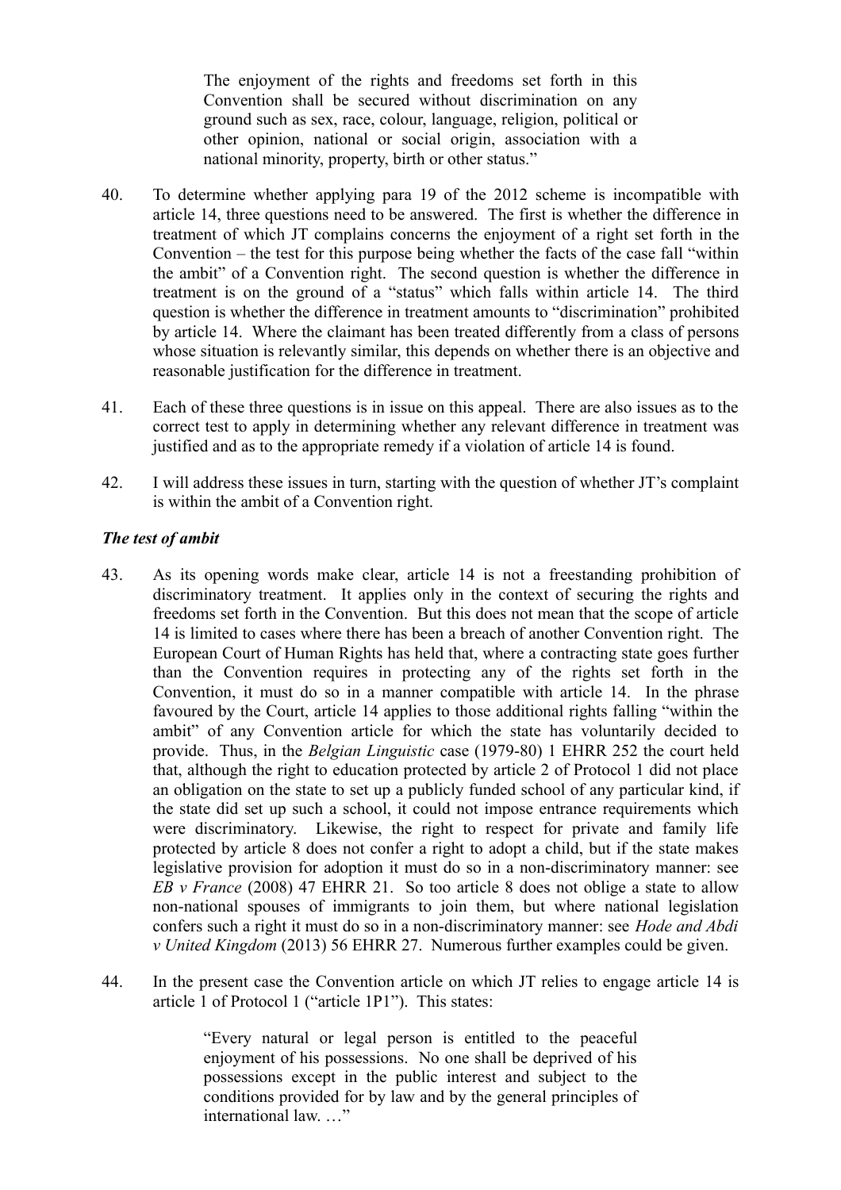> The enjoyment of the rights and freedoms set forth in this Convention shall be secured without discrimination on any ground such as sex, race, colour, language, religion, political or other opinion, national or social origin, association with a national minority, property, birth or other status."

40. To determine whether applying para 19 of the 2012 scheme is incompatible with article 14, three questions need to be answered. The first is whether the difference in treatment of which JT complains concerns the enjoyment of a right set forth in the Convention – the test for this purpose being whether the facts of the case fall "within the ambit" of a Convention right. The second question is whether the difference in treatment is on the ground of a "status" which falls within article 14. The third question is whether the difference in treatment amounts to "discrimination" prohibited by article 14. Where the claimant has been treated differently from a class of persons whose situation is relevantly similar, this depends on whether there is an objective and reasonable justification for the difference in treatment.

41. Each of these three questions is in issue on this appeal. There are also issues as to the correct test to apply in determining whether any relevant difference in treatment was justified and as to the appropriate remedy if a violation of article 14 is found.

42. I will address these issues in turn, starting with the question of whether JT's complaint is within the ambit of a Convention right.

### *The test of ambit*

43. As its opening words make clear, article 14 is not a freestanding prohibition of discriminatory treatment. It applies only in the context of securing the rights and freedoms set forth in the Convention. But this does not mean that the scope of article 14 is limited to cases where there has been a breach of another Convention right. The European Court of Human Rights has held that, where a contracting state goes further than the Convention requires in protecting any of the rights set forth in the Convention, it must do so in a manner compatible with article 14. In the phrase favoured by the Court, article 14 applies to those additional rights falling "within the ambit" of any Convention article for which the state has voluntarily decided to provide. Thus, in the *Belgian Linguistic* case (1979-80) 1 EHRR 252 the court held that, although the right to education protected by article 2 of Protocol 1 did not place an obligation on the state to set up a publicly funded school of any particular kind, if the state did set up such a school, it could not impose entrance requirements which were discriminatory. Likewise, the right to respect for private and family life protected by article 8 does not confer a right to adopt a child, but if the state makes legislative provision for adoption it must do so in a non-discriminatory manner: see *EB v France* (2008) 47 EHRR 21. So too article 8 does not oblige a state to allow non-national spouses of immigrants to join them, but where national legislation confers such a right it must do so in a non-discriminatory manner: see *Hode and Abdi v United Kingdom* (2013) 56 EHRR 27. Numerous further examples could be given.

44. In the present case the Convention article on which JT relies to engage article 14 is article 1 of Protocol 1 ("article 1P1"). This states:

> "Every natural or legal person is entitled to the peaceful enjoyment of his possessions. No one shall be deprived of his possessions except in the public interest and subject to the conditions provided for by law and by the general principles of international law. …"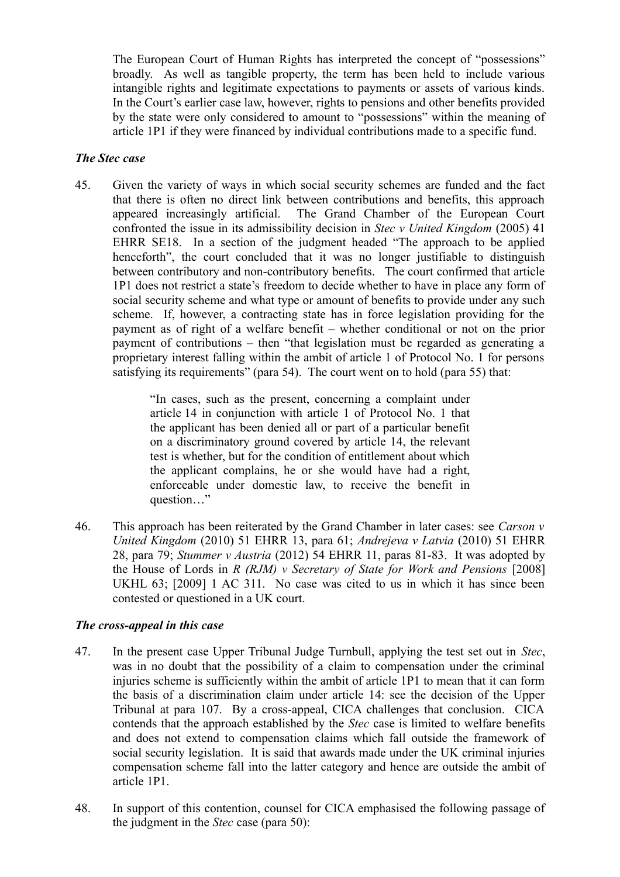The European Court of Human Rights has interpreted the concept of "possessions" broadly. As well as tangible property, the term has been held to include various intangible rights and legitimate expectations to payments or assets of various kinds. In the Court's earlier case law, however, rights to pensions and other benefits provided by the state were only considered to amount to "possessions" within the meaning of article 1P1 if they were financed by individual contributions made to a specific fund.

### *The Stec case*

45. Given the variety of ways in which social security schemes are funded and the fact that there is often no direct link between contributions and benefits, this approach appeared increasingly artificial. The Grand Chamber of the European Court confronted the issue in its admissibility decision in *Stec v United Kingdom* (2005) 41 EHRR SE18. In a section of the judgment headed "The approach to be applied henceforth", the court concluded that it was no longer justifiable to distinguish between contributory and non-contributory benefits. The court confirmed that article 1P1 does not restrict a state's freedom to decide whether to have in place any form of social security scheme and what type or amount of benefits to provide under any such scheme. If, however, a contracting state has in force legislation providing for the payment as of right of a welfare benefit – whether conditional or not on the prior payment of contributions – then "that legislation must be regarded as generating a proprietary interest falling within the ambit of article 1 of Protocol No. 1 for persons satisfying its requirements" (para 54). The court went on to hold (para 55) that:

> "In cases, such as the present, concerning a complaint under article 14 in conjunction with article 1 of Protocol No. 1 that the applicant has been denied all or part of a particular benefit on a discriminatory ground covered by article 14, the relevant test is whether, but for the condition of entitlement about which the applicant complains, he or she would have had a right, enforceable under domestic law, to receive the benefit in question…"

46. This approach has been reiterated by the Grand Chamber in later cases: see *Carson v United Kingdom* (2010) 51 EHRR 13, para 61; *Andrejeva v Latvia* (2010) 51 EHRR 28, para 79; *Stummer v Austria* (2012) 54 EHRR 11, paras 81-83. It was adopted by the House of Lords in *R (RJM) v Secretary of State for Work and Pensions* [2008] UKHL 63; [2009] 1 AC 311. No case was cited to us in which it has since been contested or questioned in a UK court.

### *The cross-appeal in this case*

47. In the present case Upper Tribunal Judge Turnbull, applying the test set out in *Stec*, was in no doubt that the possibility of a claim to compensation under the criminal injuries scheme is sufficiently within the ambit of article 1P1 to mean that it can form the basis of a discrimination claim under article 14: see the decision of the Upper Tribunal at para 107. By a cross-appeal, CICA challenges that conclusion. CICA contends that the approach established by the *Stec* case is limited to welfare benefits and does not extend to compensation claims which fall outside the framework of social security legislation. It is said that awards made under the UK criminal injuries compensation scheme fall into the latter category and hence are outside the ambit of article 1P1.

48. In support of this contention, counsel for CICA emphasised the following passage of the judgment in the *Stec* case (para 50):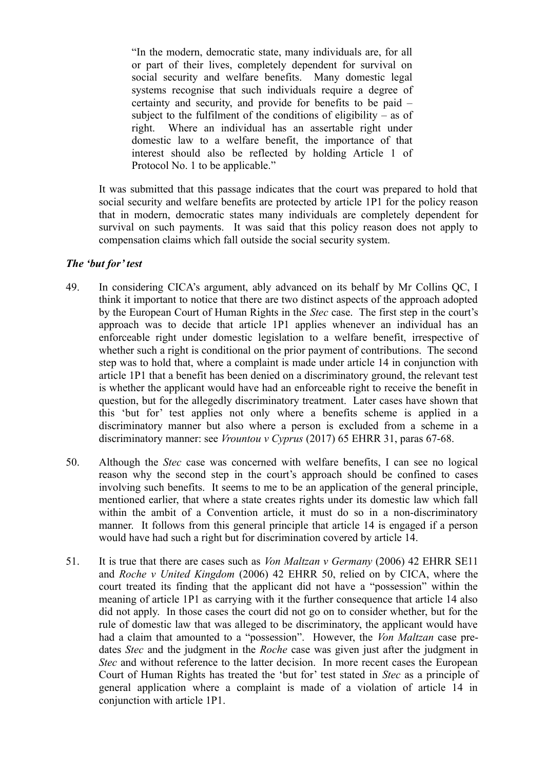> "In the modern, democratic state, many individuals are, for all or part of their lives, completely dependent for survival on social security and welfare benefits. Many domestic legal systems recognise that such individuals require a degree of certainty and security, and provide for benefits to be paid – subject to the fulfilment of the conditions of eligibility – as of right. Where an individual has an assertable right under domestic law to a welfare benefit, the importance of that interest should also be reflected by holding Article 1 of Protocol No. 1 to be applicable."

It was submitted that this passage indicates that the court was prepared to hold that social security and welfare benefits are protected by article 1P1 for the policy reason that in modern, democratic states many individuals are completely dependent for survival on such payments. It was said that this policy reason does not apply to compensation claims which fall outside the social security system.

### *The 'but for' test*

49. In considering CICA's argument, ably advanced on its behalf by Mr Collins QC, I think it important to notice that there are two distinct aspects of the approach adopted by the European Court of Human Rights in the *Stec* case. The first step in the court's approach was to decide that article 1P1 applies whenever an individual has an enforceable right under domestic legislation to a welfare benefit, irrespective of whether such a right is conditional on the prior payment of contributions. The second step was to hold that, where a complaint is made under article 14 in conjunction with article 1P1 that a benefit has been denied on a discriminatory ground, the relevant test is whether the applicant would have had an enforceable right to receive the benefit in question, but for the allegedly discriminatory treatment. Later cases have shown that this 'but for' test applies not only where a benefits scheme is applied in a discriminatory manner but also where a person is excluded from a scheme in a discriminatory manner: see *Vrountou v Cyprus* (2017) 65 EHRR 31, paras 67-68.

50. Although the *Stec* case was concerned with welfare benefits, I can see no logical reason why the second step in the court's approach should be confined to cases involving such benefits. It seems to me to be an application of the general principle, mentioned earlier, that where a state creates rights under its domestic law which fall within the ambit of a Convention article, it must do so in a non-discriminatory manner. It follows from this general principle that article 14 is engaged if a person would have had such a right but for discrimination covered by article 14.

51. It is true that there are cases such as *Von Maltzan v Germany* (2006) 42 EHRR SE11 and *Roche v United Kingdom* (2006) 42 EHRR 50, relied on by CICA, where the court treated its finding that the applicant did not have a "possession" within the meaning of article 1P1 as carrying with it the further consequence that article 14 also did not apply. In those cases the court did not go on to consider whether, but for the rule of domestic law that was alleged to be discriminatory, the applicant would have had a claim that amounted to a "possession". However, the *Von Maltzan* case pre-dates *Stec* and the judgment in the *Roche* case was given just after the judgment in *Stec* and without reference to the latter decision. In more recent cases the European Court of Human Rights has treated the 'but for' test stated in *Stec* as a principle of general application where a complaint is made of a violation of article 14 in conjunction with article 1P1.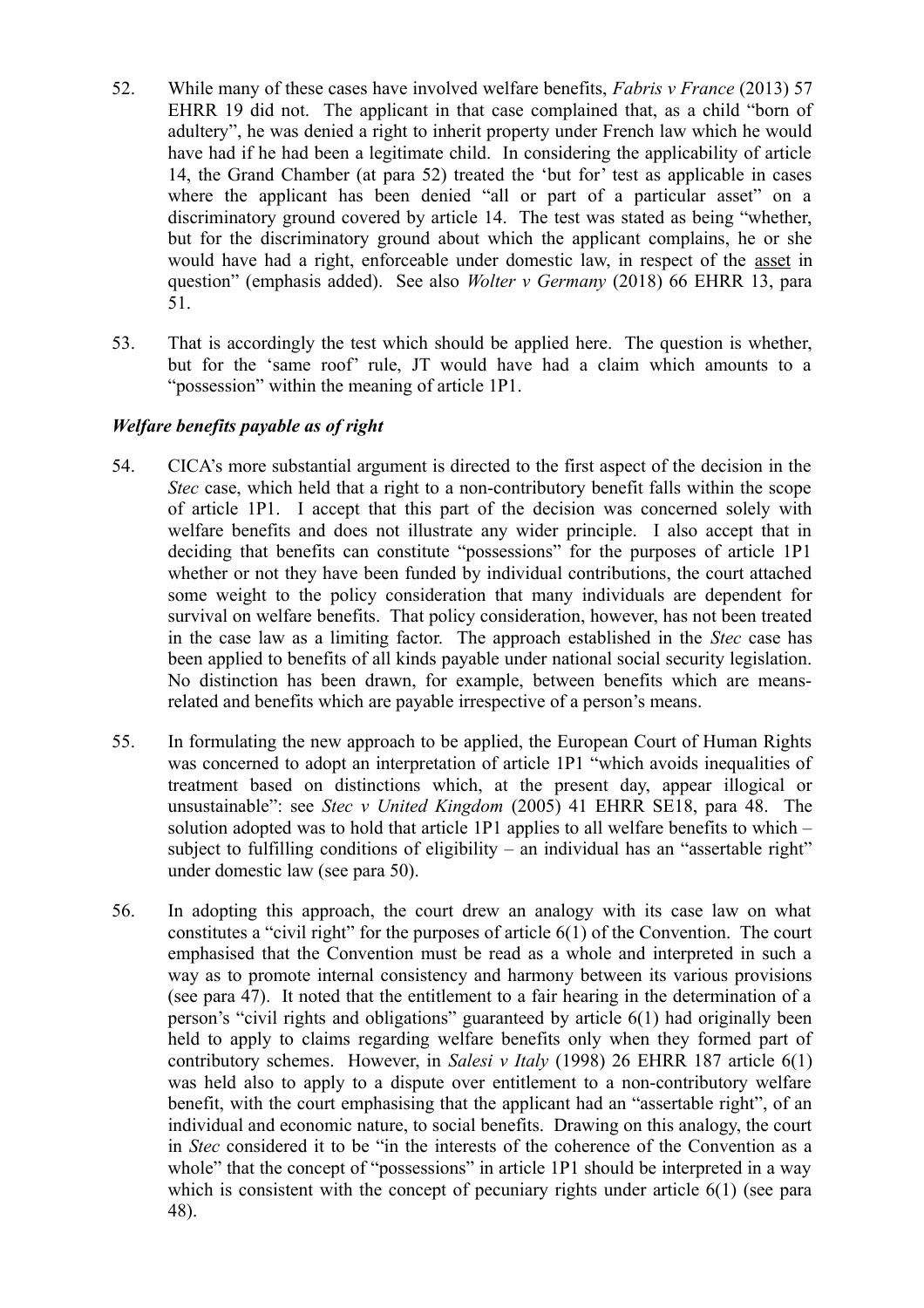52. While many of these cases have involved welfare benefits, *Fabris v France* (2013) 57 EHRR 19 did not. The applicant in that case complained that, as a child "born of adultery", he was denied a right to inherit property under French law which he would have had if he had been a legitimate child. In considering the applicability of article 14, the Grand Chamber (at para 52) treated the 'but for' test as applicable in cases where the applicant has been denied "all or part of a particular asset" on a discriminatory ground covered by article 14. The test was stated as being "whether, but for the discriminatory ground about which the applicant complains, he or she would have had a right, enforceable under domestic law, in respect of the asset in question" (emphasis added). See also *Wolter v Germany* (2018) 66 EHRR 13, para 51.

53. That is accordingly the test which should be applied here. The question is whether, but for the 'same roof' rule, JT would have had a claim which amounts to a "possession" within the meaning of article 1P1.

### *Welfare benefits payable as of right*

54. CICA's more substantial argument is directed to the first aspect of the decision in the *Stec* case, which held that a right to a non-contributory benefit falls within the scope of article 1P1. I accept that this part of the decision was concerned solely with welfare benefits and does not illustrate any wider principle. I also accept that in deciding that benefits can constitute "possessions" for the purposes of article 1P1 whether or not they have been funded by individual contributions, the court attached some weight to the policy consideration that many individuals are dependent for survival on welfare benefits. That policy consideration, however, has not been treated in the case law as a limiting factor. The approach established in the *Stec* case has been applied to benefits of all kinds payable under national social security legislation. No distinction has been drawn, for example, between benefits which are means-related and benefits which are payable irrespective of a person's means.

55. In formulating the new approach to be applied, the European Court of Human Rights was concerned to adopt an interpretation of article 1P1 "which avoids inequalities of treatment based on distinctions which, at the present day, appear illogical or unsustainable": see *Stec v United Kingdom* (2005) 41 EHRR SE18, para 48. The solution adopted was to hold that article 1P1 applies to all welfare benefits to which – subject to fulfilling conditions of eligibility – an individual has an "assertable right" under domestic law (see para 50).

56. In adopting this approach, the court drew an analogy with its case law on what constitutes a "civil right" for the purposes of article 6(1) of the Convention. The court emphasised that the Convention must be read as a whole and interpreted in such a way as to promote internal consistency and harmony between its various provisions (see para 47). It noted that the entitlement to a fair hearing in the determination of a person's "civil rights and obligations" guaranteed by article 6(1) had originally been held to apply to claims regarding welfare benefits only when they formed part of contributory schemes. However, in *Salesi v Italy* (1998) 26 EHRR 187 article 6(1) was held also to apply to a dispute over entitlement to a non-contributory welfare benefit, with the court emphasising that the applicant had an "assertable right", of an individual and economic nature, to social benefits. Drawing on this analogy, the court in *Stec* considered it to be "in the interests of the coherence of the Convention as a whole" that the concept of "possessions" in article 1P1 should be interpreted in a way which is consistent with the concept of pecuniary rights under article 6(1) (see para 48).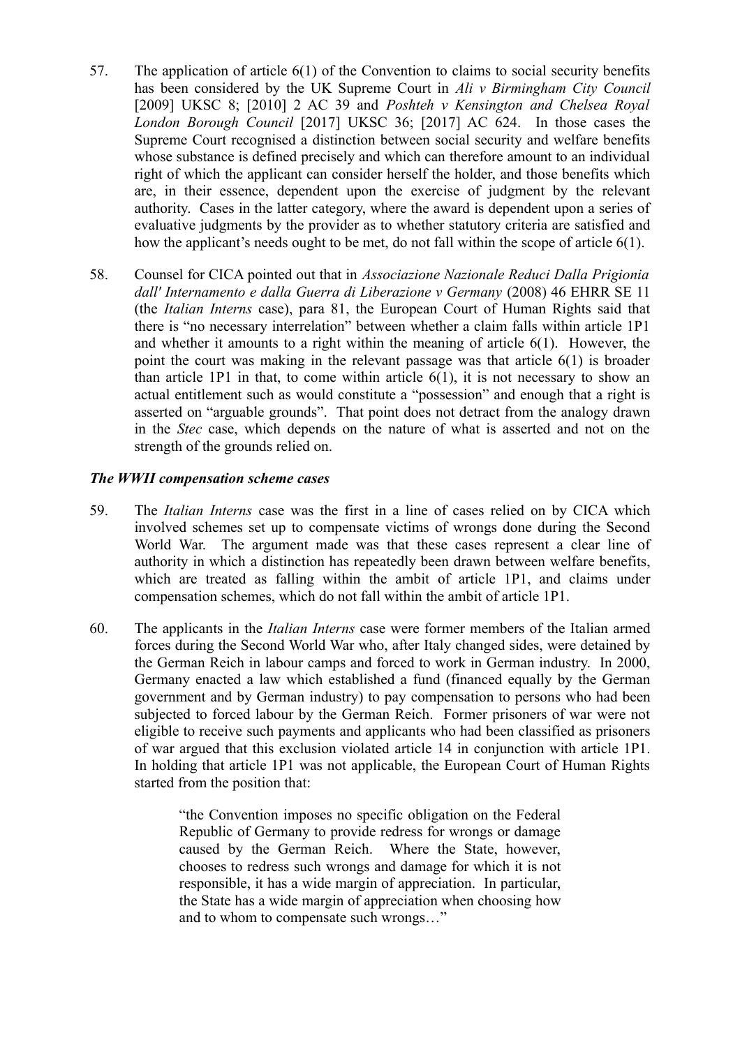57. The application of article 6(1) of the Convention to claims to social security benefits has been considered by the UK Supreme Court in *Ali v Birmingham City Council* [2009] UKSC 8; [2010] 2 AC 39 and *Poshteh v Kensington and Chelsea Royal London Borough Council* [2017] UKSC 36; [2017] AC 624. In those cases the Supreme Court recognised a distinction between social security and welfare benefits whose substance is defined precisely and which can therefore amount to an individual right of which the applicant can consider herself the holder, and those benefits which are, in their essence, dependent upon the exercise of judgment by the relevant authority. Cases in the latter category, where the award is dependent upon a series of evaluative judgments by the provider as to whether statutory criteria are satisfied and how the applicant's needs ought to be met, do not fall within the scope of article 6(1).

58. Counsel for CICA pointed out that in *Associazione Nazionale Reduci Dalla Prigionia dall' Internamento e dalla Guerra di Liberazione v Germany* (2008) 46 EHRR SE 11 (the *Italian Interns* case), para 81, the European Court of Human Rights said that there is "no necessary interrelation" between whether a claim falls within article 1P1 and whether it amounts to a right within the meaning of article 6(1). However, the point the court was making in the relevant passage was that article 6(1) is broader than article 1P1 in that, to come within article 6(1), it is not necessary to show an actual entitlement such as would constitute a "possession" and enough that a right is asserted on "arguable grounds". That point does not detract from the analogy drawn in the *Stec* case, which depends on the nature of what is asserted and not on the strength of the grounds relied on.

### *The WWII compensation scheme cases*

59. The *Italian Interns* case was the first in a line of cases relied on by CICA which involved schemes set up to compensate victims of wrongs done during the Second World War. The argument made was that these cases represent a clear line of authority in which a distinction has repeatedly been drawn between welfare benefits, which are treated as falling within the ambit of article 1P1, and claims under compensation schemes, which do not fall within the ambit of article 1P1.

60. The applicants in the *Italian Interns* case were former members of the Italian armed forces during the Second World War who, after Italy changed sides, were detained by the German Reich in labour camps and forced to work in German industry. In 2000, Germany enacted a law which established a fund (financed equally by the German government and by German industry) to pay compensation to persons who had been subjected to forced labour by the German Reich. Former prisoners of war were not eligible to receive such payments and applicants who had been classified as prisoners of war argued that this exclusion violated article 14 in conjunction with article 1P1. In holding that article 1P1 was not applicable, the European Court of Human Rights started from the position that:

> "the Convention imposes no specific obligation on the Federal Republic of Germany to provide redress for wrongs or damage caused by the German Reich. Where the State, however, chooses to redress such wrongs and damage for which it is not responsible, it has a wide margin of appreciation. In particular, the State has a wide margin of appreciation when choosing how and to whom to compensate such wrongs…"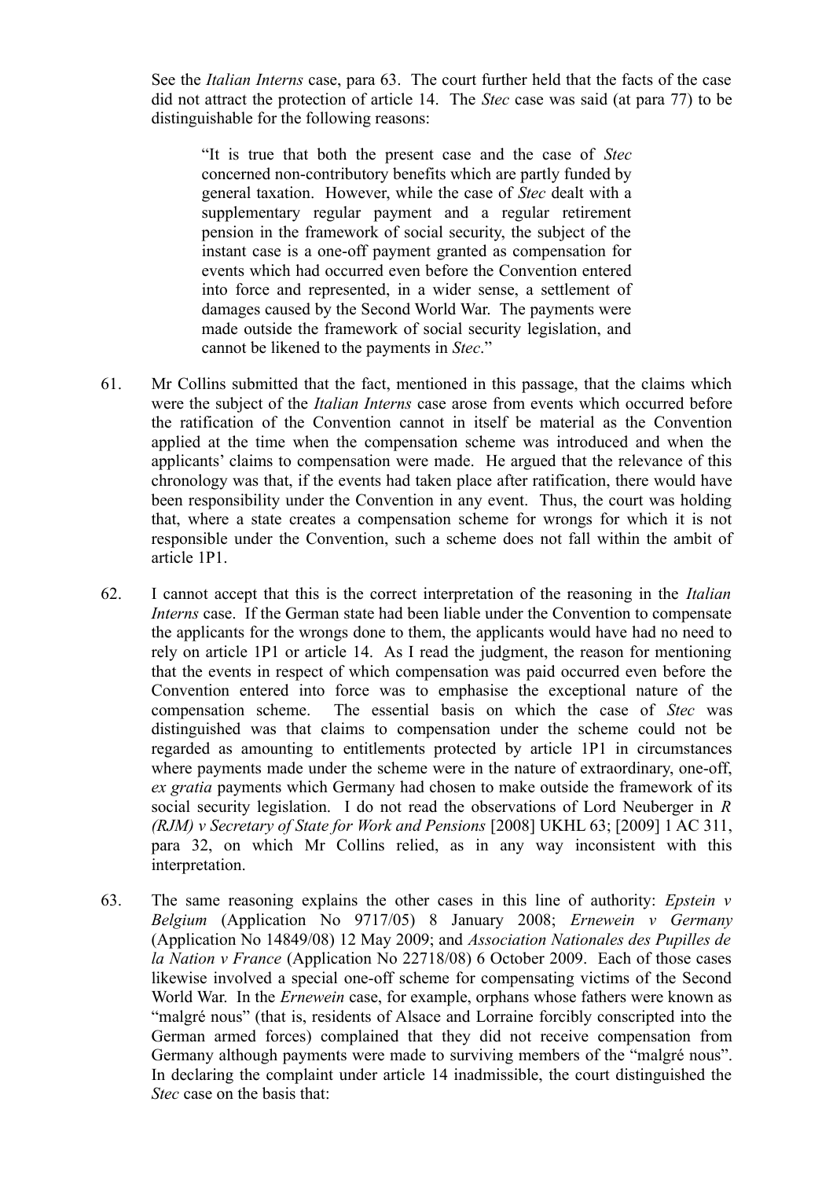See the *Italian Interns* case, para 63. The court further held that the facts of the case did not attract the protection of article 14. The *Stec* case was said (at para 77) to be distinguishable for the following reasons:

> "It is true that both the present case and the case of *Stec* concerned non-contributory benefits which are partly funded by general taxation. However, while the case of *Stec* dealt with a supplementary regular payment and a regular retirement pension in the framework of social security, the subject of the instant case is a one-off payment granted as compensation for events which had occurred even before the Convention entered into force and represented, in a wider sense, a settlement of damages caused by the Second World War. The payments were made outside the framework of social security legislation, and cannot be likened to the payments in *Stec*."

61. Mr Collins submitted that the fact, mentioned in this passage, that the claims which were the subject of the *Italian Interns* case arose from events which occurred before the ratification of the Convention cannot in itself be material as the Convention applied at the time when the compensation scheme was introduced and when the applicants' claims to compensation were made. He argued that the relevance of this chronology was that, if the events had taken place after ratification, there would have been responsibility under the Convention in any event. Thus, the court was holding that, where a state creates a compensation scheme for wrongs for which it is not responsible under the Convention, such a scheme does not fall within the ambit of article 1P1.

62. I cannot accept that this is the correct interpretation of the reasoning in the *Italian Interns* case. If the German state had been liable under the Convention to compensate the applicants for the wrongs done to them, the applicants would have had no need to rely on article 1P1 or article 14. As I read the judgment, the reason for mentioning that the events in respect of which compensation was paid occurred even before the Convention entered into force was to emphasise the exceptional nature of the compensation scheme. The essential basis on which the case of *Stec* was distinguished was that claims to compensation under the scheme could not be regarded as amounting to entitlements protected by article 1P1 in circumstances where payments made under the scheme were in the nature of extraordinary, one-off, *ex gratia* payments which Germany had chosen to make outside the framework of its social security legislation. I do not read the observations of Lord Neuberger in *R (RJM) v Secretary of State for Work and Pensions* [2008] UKHL 63; [2009] 1 AC 311, para 32, on which Mr Collins relied, as in any way inconsistent with this interpretation.

63. The same reasoning explains the other cases in this line of authority: *Epstein v Belgium* (Application No 9717/05) 8 January 2008; *Ernewein v Germany* (Application No 14849/08) 12 May 2009; and *Association Nationales des Pupilles de la Nation v France* (Application No 22718/08) 6 October 2009. Each of those cases likewise involved a special one-off scheme for compensating victims of the Second World War. In the *Ernewein* case, for example, orphans whose fathers were known as "malgré nous" (that is, residents of Alsace and Lorraine forcibly conscripted into the German armed forces) complained that they did not receive compensation from Germany although payments were made to surviving members of the "malgré nous". In declaring the complaint under article 14 inadmissible, the court distinguished the *Stec* case on the basis that: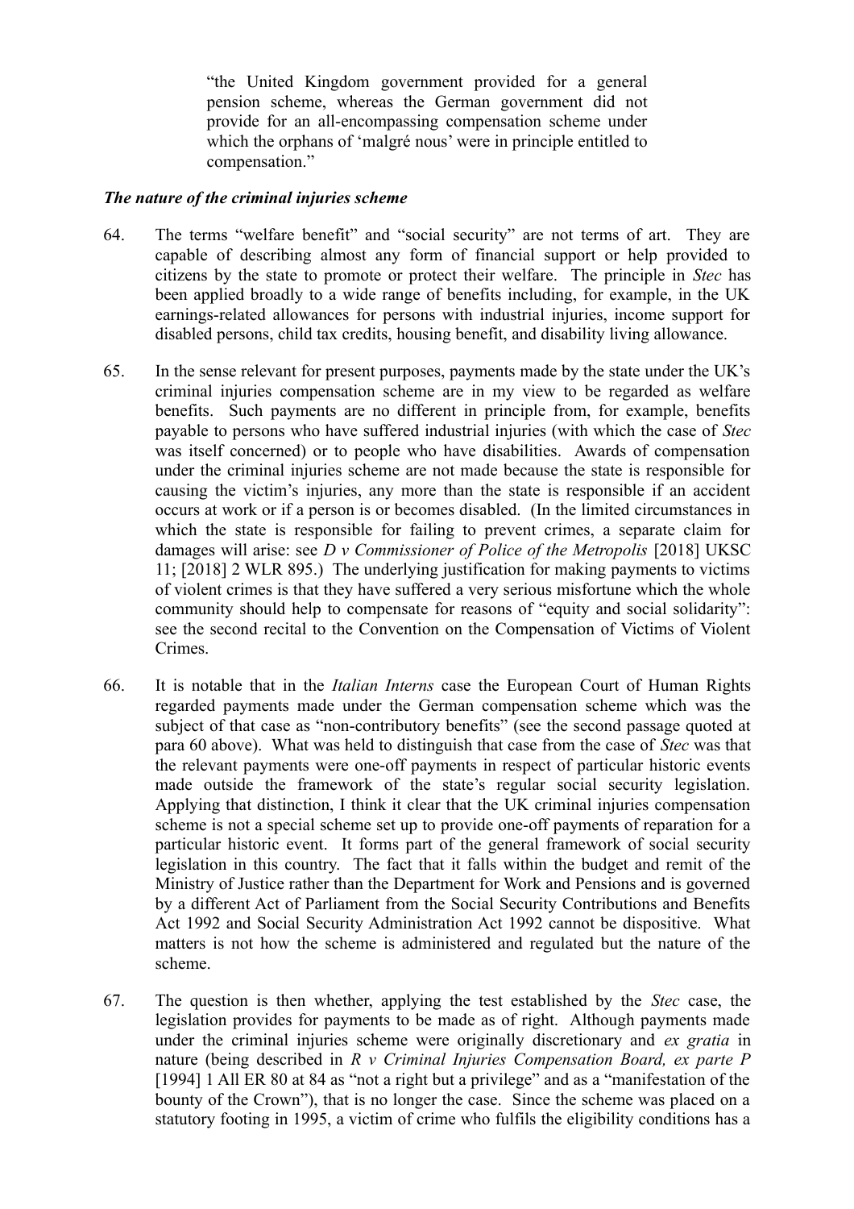> "the United Kingdom government provided for a general pension scheme, whereas the German government did not provide for an all-encompassing compensation scheme under which the orphans of 'malgré nous' were in principle entitled to compensation."

### *The nature of the criminal injuries scheme*

64. The terms "welfare benefit" and "social security" are not terms of art. They are capable of describing almost any form of financial support or help provided to citizens by the state to promote or protect their welfare. The principle in *Stec* has been applied broadly to a wide range of benefits including, for example, in the UK earnings-related allowances for persons with industrial injuries, income support for disabled persons, child tax credits, housing benefit, and disability living allowance.

65. In the sense relevant for present purposes, payments made by the state under the UK's criminal injuries compensation scheme are in my view to be regarded as welfare benefits. Such payments are no different in principle from, for example, benefits payable to persons who have suffered industrial injuries (with which the case of *Stec* was itself concerned) or to people who have disabilities. Awards of compensation under the criminal injuries scheme are not made because the state is responsible for causing the victim's injuries, any more than the state is responsible if an accident occurs at work or if a person is or becomes disabled. (In the limited circumstances in which the state is responsible for failing to prevent crimes, a separate claim for damages will arise: see *D v Commissioner of Police of the Metropolis* [2018] UKSC 11; [2018] 2 WLR 895.) The underlying justification for making payments to victims of violent crimes is that they have suffered a very serious misfortune which the whole community should help to compensate for reasons of "equity and social solidarity": see the second recital to the Convention on the Compensation of Victims of Violent Crimes.

66. It is notable that in the *Italian Interns* case the European Court of Human Rights regarded payments made under the German compensation scheme which was the subject of that case as "non-contributory benefits" (see the second passage quoted at para 60 above). What was held to distinguish that case from the case of *Stec* was that the relevant payments were one-off payments in respect of particular historic events made outside the framework of the state's regular social security legislation. Applying that distinction, I think it clear that the UK criminal injuries compensation scheme is not a special scheme set up to provide one-off payments of reparation for a particular historic event. It forms part of the general framework of social security legislation in this country. The fact that it falls within the budget and remit of the Ministry of Justice rather than the Department for Work and Pensions and is governed by a different Act of Parliament from the Social Security Contributions and Benefits Act 1992 and Social Security Administration Act 1992 cannot be dispositive. What matters is not how the scheme is administered and regulated but the nature of the scheme.

67. The question is then whether, applying the test established by the *Stec* case, the legislation provides for payments to be made as of right. Although payments made under the criminal injuries scheme were originally discretionary and *ex gratia* in nature (being described in *R v Criminal Injuries Compensation Board, ex parte P* [1994] 1 All ER 80 at 84 as "not a right but a privilege" and as a "manifestation of the bounty of the Crown"), that is no longer the case. Since the scheme was placed on a statutory footing in 1995, a victim of crime who fulfils the eligibility conditions has a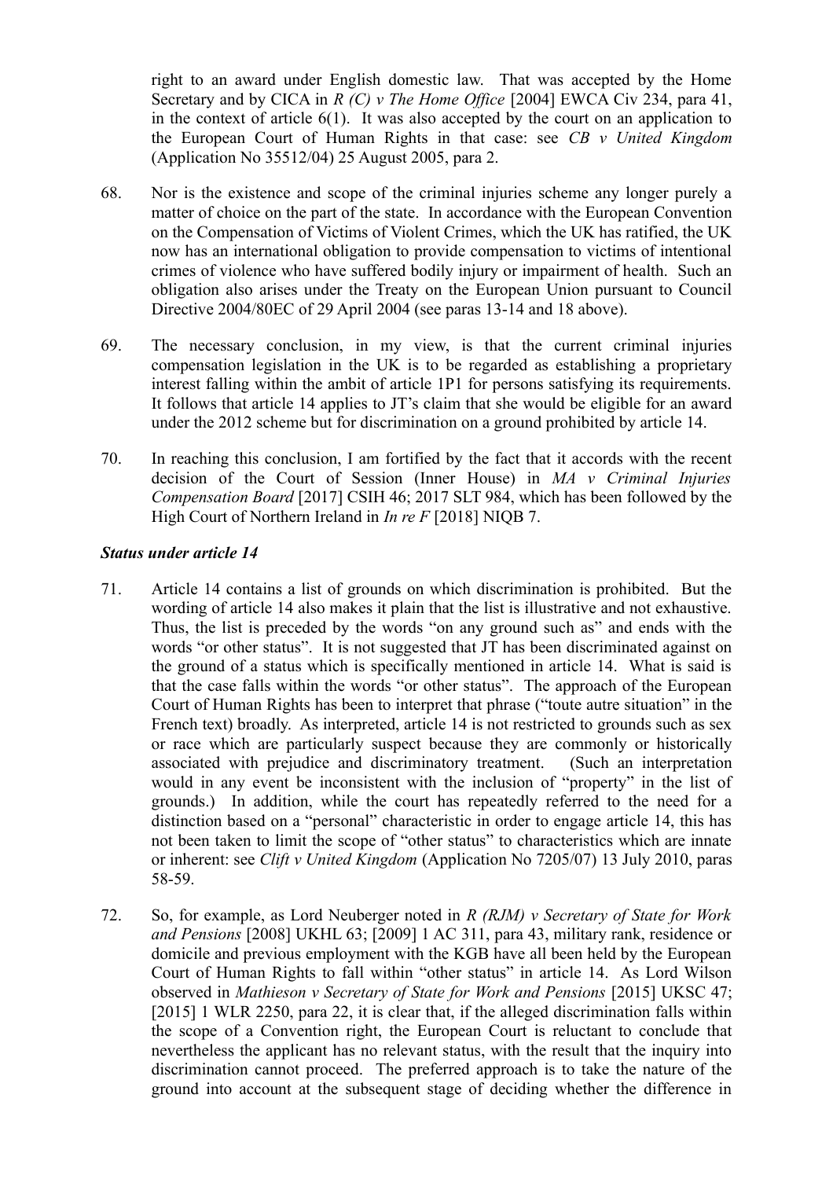right to an award under English domestic law. That was accepted by the Home Secretary and by CICA in *R (C) v The Home Office* [2004] EWCA Civ 234, para 41, in the context of article 6(1). It was also accepted by the court on an application to the European Court of Human Rights in that case: see *CB v United Kingdom* (Application No 35512/04) 25 August 2005, para 2.

68. Nor is the existence and scope of the criminal injuries scheme any longer purely a matter of choice on the part of the state. In accordance with the European Convention on the Compensation of Victims of Violent Crimes, which the UK has ratified, the UK now has an international obligation to provide compensation to victims of intentional crimes of violence who have suffered bodily injury or impairment of health. Such an obligation also arises under the Treaty on the European Union pursuant to Council Directive 2004/80EC of 29 April 2004 (see paras 13-14 and 18 above).

69. The necessary conclusion, in my view, is that the current criminal injuries compensation legislation in the UK is to be regarded as establishing a proprietary interest falling within the ambit of article 1P1 for persons satisfying its requirements. It follows that article 14 applies to JT's claim that she would be eligible for an award under the 2012 scheme but for discrimination on a ground prohibited by article 14.

70. In reaching this conclusion, I am fortified by the fact that it accords with the recent decision of the Court of Session (Inner House) in *MA v Criminal Injuries Compensation Board* [2017] CSIH 46; 2017 SLT 984, which has been followed by the High Court of Northern Ireland in *In re F* [2018] NIQB 7.

### *Status under article 14*

71. Article 14 contains a list of grounds on which discrimination is prohibited. But the wording of article 14 also makes it plain that the list is illustrative and not exhaustive. Thus, the list is preceded by the words "on any ground such as" and ends with the words "or other status". It is not suggested that JT has been discriminated against on the ground of a status which is specifically mentioned in article 14. What is said is that the case falls within the words "or other status". The approach of the European Court of Human Rights has been to interpret that phrase ("toute autre situation" in the French text) broadly. As interpreted, article 14 is not restricted to grounds such as sex or race which are particularly suspect because they are commonly or historically associated with prejudice and discriminatory treatment. (Such an interpretation would in any event be inconsistent with the inclusion of "property" in the list of grounds.) In addition, while the court has repeatedly referred to the need for a distinction based on a "personal" characteristic in order to engage article 14, this has not been taken to limit the scope of "other status" to characteristics which are innate or inherent: see *Clift v United Kingdom* (Application No 7205/07) 13 July 2010, paras 58-59.

72. So, for example, as Lord Neuberger noted in *R (RJM) v Secretary of State for Work and Pensions* [2008] UKHL 63; [2009] 1 AC 311, para 43, military rank, residence or domicile and previous employment with the KGB have all been held by the European Court of Human Rights to fall within "other status" in article 14. As Lord Wilson observed in *Mathieson v Secretary of State for Work and Pensions* [2015] UKSC 47; [2015] 1 WLR 2250, para 22, it is clear that, if the alleged discrimination falls within the scope of a Convention right, the European Court is reluctant to conclude that nevertheless the applicant has no relevant status, with the result that the inquiry into discrimination cannot proceed. The preferred approach is to take the nature of the ground into account at the subsequent stage of deciding whether the difference in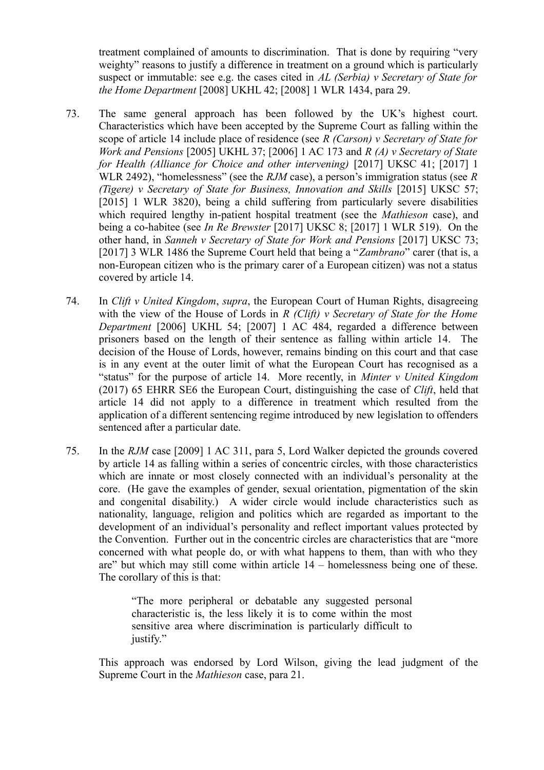treatment complained of amounts to discrimination. That is done by requiring "very weighty" reasons to justify a difference in treatment on a ground which is particularly suspect or immutable: see e.g. the cases cited in *AL (Serbia) v Secretary of State for the Home Department* [2008] UKHL 42; [2008] 1 WLR 1434, para 29.

73. The same general approach has been followed by the UK's highest court. Characteristics which have been accepted by the Supreme Court as falling within the scope of article 14 include place of residence (see *R (Carson) v Secretary of State for Work and Pensions* [2005] UKHL 37; [2006] 1 AC 173 and *R (A) v Secretary of State for Health (Alliance for Choice and other intervening)* [2017] UKSC 41; [2017] 1 WLR 2492), "homelessness" (see the *RJM* case), a person's immigration status (see *R (Tigere) v Secretary of State for Business, Innovation and Skills* [2015] UKSC 57; [2015] 1 WLR 3820), being a child suffering from particularly severe disabilities which required lengthy in-patient hospital treatment (see the *Mathieson* case), and being a co-habitee (see *In Re Brewster* [2017] UKSC 8; [2017] 1 WLR 519). On the other hand, in *Sanneh v Secretary of State for Work and Pensions* [2017] UKSC 73; [2017] 3 WLR 1486 the Supreme Court held that being a "*Zambrano*" carer (that is, a non-European citizen who is the primary carer of a European citizen) was not a status covered by article 14.

74. In *Clift v United Kingdom*, *supra*, the European Court of Human Rights, disagreeing with the view of the House of Lords in *R (Clift) v Secretary of State for the Home Department* [2006] UKHL 54; [2007] 1 AC 484, regarded a difference between prisoners based on the length of their sentence as falling within article 14. The decision of the House of Lords, however, remains binding on this court and that case is in any event at the outer limit of what the European Court has recognised as a "status" for the purpose of article 14. More recently, in *Minter v United Kingdom* (2017) 65 EHRR SE6 the European Court, distinguishing the case of *Clift*, held that article 14 did not apply to a difference in treatment which resulted from the application of a different sentencing regime introduced by new legislation to offenders sentenced after a particular date.

75. In the *RJM* case [2009] 1 AC 311, para 5, Lord Walker depicted the grounds covered by article 14 as falling within a series of concentric circles, with those characteristics which are innate or most closely connected with an individual's personality at the core. (He gave the examples of gender, sexual orientation, pigmentation of the skin and congenital disability.) A wider circle would include characteristics such as nationality, language, religion and politics which are regarded as important to the development of an individual's personality and reflect important values protected by the Convention. Further out in the concentric circles are characteristics that are "more concerned with what people do, or with what happens to them, than with who they are" but which may still come within article 14 – homelessness being one of these. The corollary of this is that:

> "The more peripheral or debatable any suggested personal characteristic is, the less likely it is to come within the most sensitive area where discrimination is particularly difficult to justify."

This approach was endorsed by Lord Wilson, giving the lead judgment of the Supreme Court in the *Mathieson* case, para 21.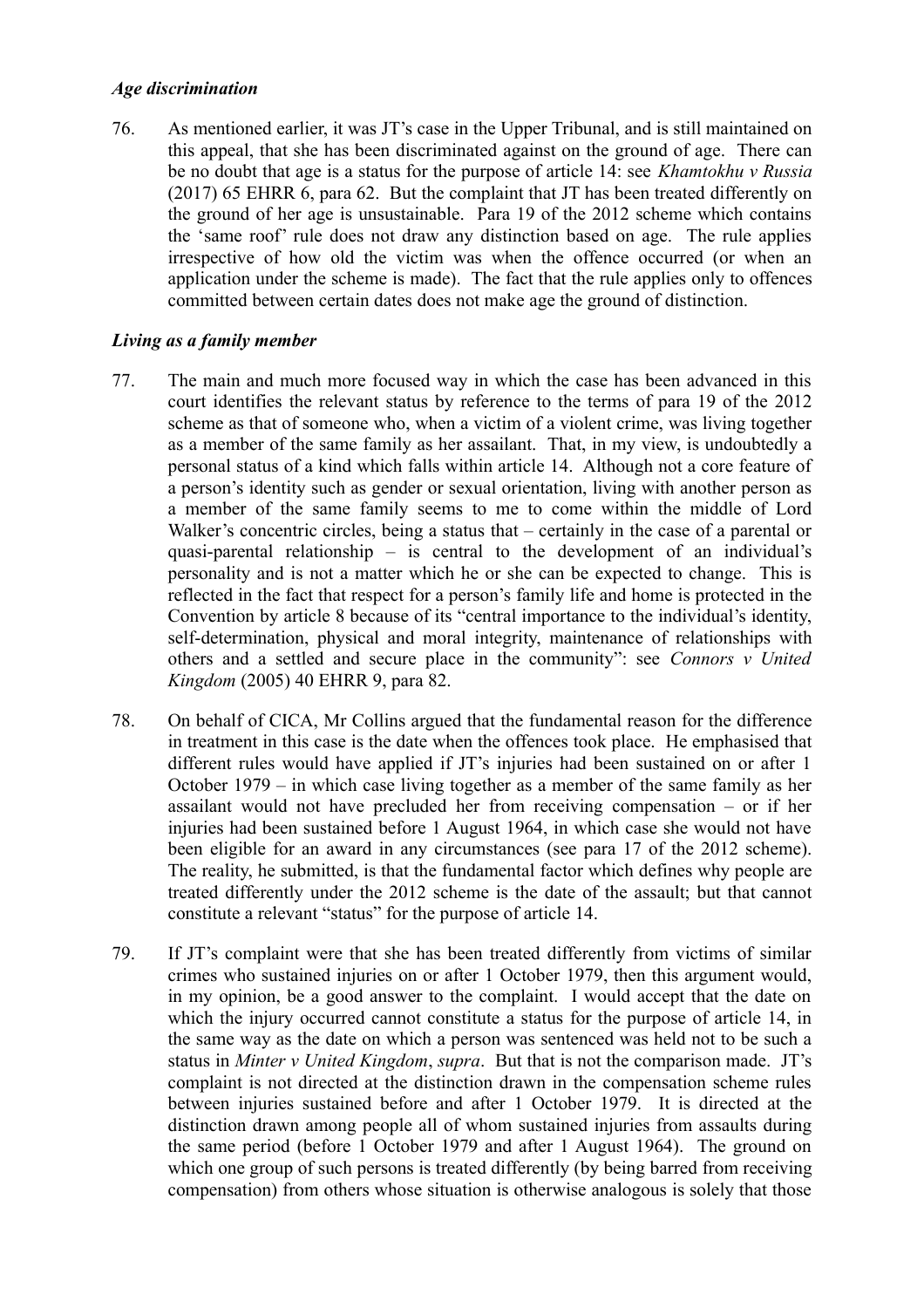### *Age discrimination*

76. As mentioned earlier, it was JT's case in the Upper Tribunal, and is still maintained on this appeal, that she has been discriminated against on the ground of age. There can be no doubt that age is a status for the purpose of article 14: see *Khamtokhu v Russia* (2017) 65 EHRR 6, para 62. But the complaint that JT has been treated differently on the ground of her age is unsustainable. Para 19 of the 2012 scheme which contains the 'same roof' rule does not draw any distinction based on age. The rule applies irrespective of how old the victim was when the offence occurred (or when an application under the scheme is made). The fact that the rule applies only to offences committed between certain dates does not make age the ground of distinction.

### *Living as a family member*

77. The main and much more focused way in which the case has been advanced in this court identifies the relevant status by reference to the terms of para 19 of the 2012 scheme as that of someone who, when a victim of a violent crime, was living together as a member of the same family as her assailant. That, in my view, is undoubtedly a personal status of a kind which falls within article 14. Although not a core feature of a person's identity such as gender or sexual orientation, living with another person as a member of the same family seems to me to come within the middle of Lord Walker's concentric circles, being a status that – certainly in the case of a parental or quasi-parental relationship – is central to the development of an individual's personality and is not a matter which he or she can be expected to change. This is reflected in the fact that respect for a person's family life and home is protected in the Convention by article 8 because of its "central importance to the individual's identity, self-determination, physical and moral integrity, maintenance of relationships with others and a settled and secure place in the community": see *Connors v United Kingdom* (2005) 40 EHRR 9, para 82.

78. On behalf of CICA, Mr Collins argued that the fundamental reason for the difference in treatment in this case is the date when the offences took place. He emphasised that different rules would have applied if JT's injuries had been sustained on or after 1 October 1979 – in which case living together as a member of the same family as her assailant would not have precluded her from receiving compensation – or if her injuries had been sustained before 1 August 1964, in which case she would not have been eligible for an award in any circumstances (see para 17 of the 2012 scheme). The reality, he submitted, is that the fundamental factor which defines why people are treated differently under the 2012 scheme is the date of the assault; but that cannot constitute a relevant "status" for the purpose of article 14.

79. If JT's complaint were that she has been treated differently from victims of similar crimes who sustained injuries on or after 1 October 1979, then this argument would, in my opinion, be a good answer to the complaint. I would accept that the date on which the injury occurred cannot constitute a status for the purpose of article 14, in the same way as the date on which a person was sentenced was held not to be such a status in *Minter v United Kingdom*, *supra*. But that is not the comparison made. JT's complaint is not directed at the distinction drawn in the compensation scheme rules between injuries sustained before and after 1 October 1979. It is directed at the distinction drawn among people all of whom sustained injuries from assaults during the same period (before 1 October 1979 and after 1 August 1964). The ground on which one group of such persons is treated differently (by being barred from receiving compensation) from others whose situation is otherwise analogous is solely that those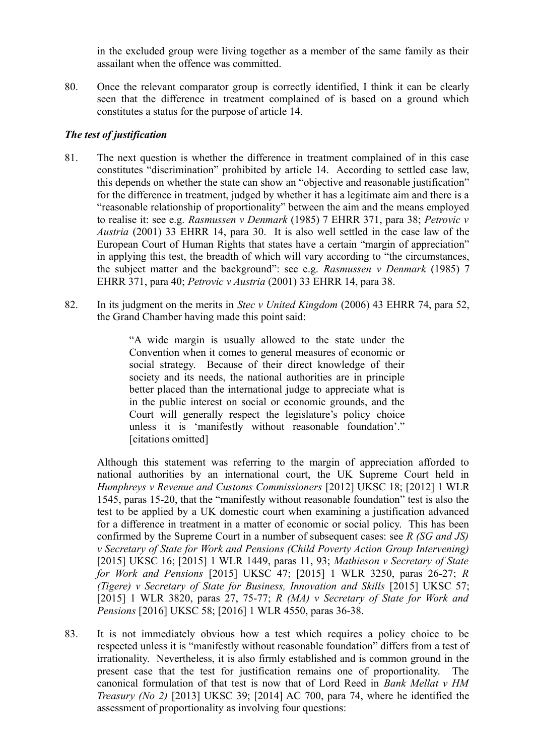in the excluded group were living together as a member of the same family as their assailant when the offence was committed.

80. Once the relevant comparator group is correctly identified, I think it can be clearly seen that the difference in treatment complained of is based on a ground which constitutes a status for the purpose of article 14.

### *The test of justification*

81. The next question is whether the difference in treatment complained of in this case constitutes "discrimination" prohibited by article 14. According to settled case law, this depends on whether the state can show an "objective and reasonable justification" for the difference in treatment, judged by whether it has a legitimate aim and there is a "reasonable relationship of proportionality" between the aim and the means employed to realise it: see e.g. *Rasmussen v Denmark* (1985) 7 EHRR 371, para 38; *Petrovic v Austria* (2001) 33 EHRR 14, para 30. It is also well settled in the case law of the European Court of Human Rights that states have a certain "margin of appreciation" in applying this test, the breadth of which will vary according to "the circumstances, the subject matter and the background": see e.g. *Rasmussen v Denmark* (1985) 7 EHRR 371, para 40; *Petrovic v Austria* (2001) 33 EHRR 14, para 38.

82. In its judgment on the merits in *Stec v United Kingdom* (2006) 43 EHRR 74, para 52, the Grand Chamber having made this point said:

   > "A wide margin is usually allowed to the state under the Convention when it comes to general measures of economic or social strategy. Because of their direct knowledge of their society and its needs, the national authorities are in principle better placed than the international judge to appreciate what is in the public interest on social or economic grounds, and the Court will generally respect the legislature's policy choice unless it is 'manifestly without reasonable foundation'." [citations omitted]

   Although this statement was referring to the margin of appreciation afforded to national authorities by an international court, the UK Supreme Court held in *Humphreys v Revenue and Customs Commissioners* [2012] UKSC 18; [2012] 1 WLR 1545, paras 15-20, that the "manifestly without reasonable foundation" test is also the test to be applied by a UK domestic court when examining a justification advanced for a difference in treatment in a matter of economic or social policy. This has been confirmed by the Supreme Court in a number of subsequent cases: see *R (SG and JS) v Secretary of State for Work and Pensions (Child Poverty Action Group Intervening)* [2015] UKSC 16; [2015] 1 WLR 1449, paras 11, 93; *Mathieson v Secretary of State for Work and Pensions* [2015] UKSC 47; [2015] 1 WLR 3250, paras 26-27; *R (Tigere) v Secretary of State for Business, Innovation and Skills* [2015] UKSC 57; [2015] 1 WLR 3820, paras 27, 75-77; *R (MA) v Secretary of State for Work and Pensions* [2016] UKSC 58; [2016] 1 WLR 4550, paras 36-38.

83. It is not immediately obvious how a test which requires a policy choice to be respected unless it is "manifestly without reasonable foundation" differs from a test of irrationality. Nevertheless, it is also firmly established and is common ground in the present case that the test for justification remains one of proportionality. The canonical formulation of that test is now that of Lord Reed in *Bank Mellat v HM Treasury (No 2)* [2013] UKSC 39; [2014] AC 700, para 74, where he identified the assessment of proportionality as involving four questions: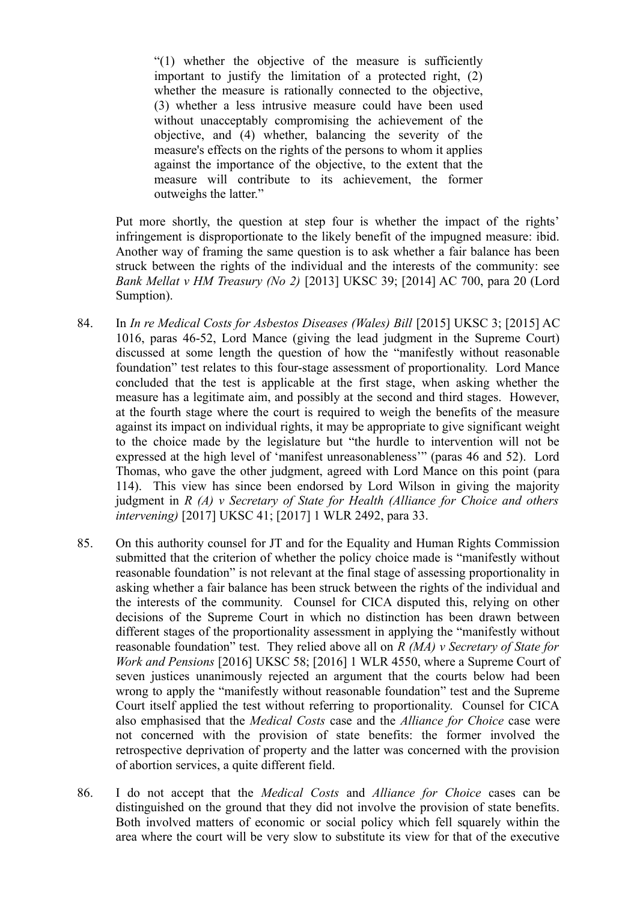> "(1) whether the objective of the measure is sufficiently important to justify the limitation of a protected right, (2) whether the measure is rationally connected to the objective, (3) whether a less intrusive measure could have been used without unacceptably compromising the achievement of the objective, and (4) whether, balancing the severity of the measure's effects on the rights of the persons to whom it applies against the importance of the objective, to the extent that the measure will contribute to its achievement, the former outweighs the latter."

Put more shortly, the question at step four is whether the impact of the rights' infringement is disproportionate to the likely benefit of the impugned measure: ibid. Another way of framing the same question is to ask whether a fair balance has been struck between the rights of the individual and the interests of the community: see *Bank Mellat v HM Treasury (No 2)* [2013] UKSC 39; [2014] AC 700, para 20 (Lord Sumption).

84. In *In re Medical Costs for Asbestos Diseases (Wales) Bill* [2015] UKSC 3; [2015] AC 1016, paras 46-52, Lord Mance (giving the lead judgment in the Supreme Court) discussed at some length the question of how the "manifestly without reasonable foundation" test relates to this four-stage assessment of proportionality. Lord Mance concluded that the test is applicable at the first stage, when asking whether the measure has a legitimate aim, and possibly at the second and third stages. However, at the fourth stage where the court is required to weigh the benefits of the measure against its impact on individual rights, it may be appropriate to give significant weight to the choice made by the legislature but "the hurdle to intervention will not be expressed at the high level of 'manifest unreasonableness'" (paras 46 and 52). Lord Thomas, who gave the other judgment, agreed with Lord Mance on this point (para 114). This view has since been endorsed by Lord Wilson in giving the majority judgment in *R (A) v Secretary of State for Health (Alliance for Choice and others intervening)* [2017] UKSC 41; [2017] 1 WLR 2492, para 33.

85. On this authority counsel for JT and for the Equality and Human Rights Commission submitted that the criterion of whether the policy choice made is "manifestly without reasonable foundation" is not relevant at the final stage of assessing proportionality in asking whether a fair balance has been struck between the rights of the individual and the interests of the community. Counsel for CICA disputed this, relying on other decisions of the Supreme Court in which no distinction has been drawn between different stages of the proportionality assessment in applying the "manifestly without reasonable foundation" test. They relied above all on *R (MA) v Secretary of State for Work and Pensions* [2016] UKSC 58; [2016] 1 WLR 4550, where a Supreme Court of seven justices unanimously rejected an argument that the courts below had been wrong to apply the "manifestly without reasonable foundation" test and the Supreme Court itself applied the test without referring to proportionality. Counsel for CICA also emphasised that the *Medical Costs* case and the *Alliance for Choice* case were not concerned with the provision of state benefits: the former involved the retrospective deprivation of property and the latter was concerned with the provision of abortion services, a quite different field.

86. I do not accept that the *Medical Costs* and *Alliance for Choice* cases can be distinguished on the ground that they did not involve the provision of state benefits. Both involved matters of economic or social policy which fell squarely within the area where the court will be very slow to substitute its view for that of the executive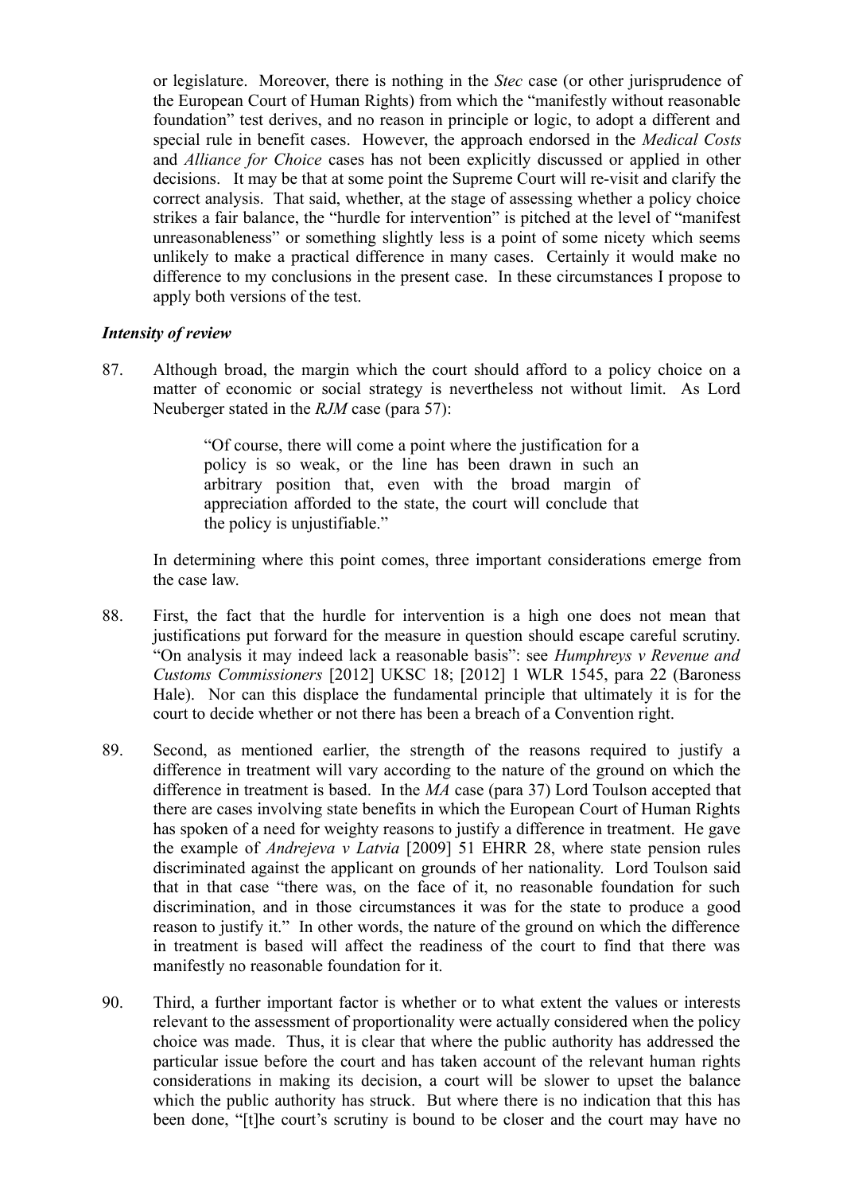or legislature. Moreover, there is nothing in the *Stec* case (or other jurisprudence of the European Court of Human Rights) from which the "manifestly without reasonable foundation" test derives, and no reason in principle or logic, to adopt a different and special rule in benefit cases. However, the approach endorsed in the *Medical Costs* and *Alliance for Choice* cases has not been explicitly discussed or applied in other decisions. It may be that at some point the Supreme Court will re-visit and clarify the correct analysis. That said, whether, at the stage of assessing whether a policy choice strikes a fair balance, the "hurdle for intervention" is pitched at the level of "manifest unreasonableness" or something slightly less is a point of some nicety which seems unlikely to make a practical difference in many cases. Certainly it would make no difference to my conclusions in the present case. In these circumstances I propose to apply both versions of the test.

### *Intensity of review*

87. Although broad, the margin which the court should afford to a policy choice on a matter of economic or social strategy is nevertheless not without limit. As Lord Neuberger stated in the *RJM* case (para 57):

> "Of course, there will come a point where the justification for a policy is so weak, or the line has been drawn in such an arbitrary position that, even with the broad margin of appreciation afforded to the state, the court will conclude that the policy is unjustifiable."

In determining where this point comes, three important considerations emerge from the case law.

88. First, the fact that the hurdle for intervention is a high one does not mean that justifications put forward for the measure in question should escape careful scrutiny. "On analysis it may indeed lack a reasonable basis": see *Humphreys v Revenue and Customs Commissioners* [2012] UKSC 18; [2012] 1 WLR 1545, para 22 (Baroness Hale). Nor can this displace the fundamental principle that ultimately it is for the court to decide whether or not there has been a breach of a Convention right.

89. Second, as mentioned earlier, the strength of the reasons required to justify a difference in treatment will vary according to the nature of the ground on which the difference in treatment is based. In the *MA* case (para 37) Lord Toulson accepted that there are cases involving state benefits in which the European Court of Human Rights has spoken of a need for weighty reasons to justify a difference in treatment. He gave the example of *Andrejeva v Latvia* [2009] 51 EHRR 28, where state pension rules discriminated against the applicant on grounds of her nationality. Lord Toulson said that in that case "there was, on the face of it, no reasonable foundation for such discrimination, and in those circumstances it was for the state to produce a good reason to justify it." In other words, the nature of the ground on which the difference in treatment is based will affect the readiness of the court to find that there was manifestly no reasonable foundation for it.

90. Third, a further important factor is whether or to what extent the values or interests relevant to the assessment of proportionality were actually considered when the policy choice was made. Thus, it is clear that where the public authority has addressed the particular issue before the court and has taken account of the relevant human rights considerations in making its decision, a court will be slower to upset the balance which the public authority has struck. But where there is no indication that this has been done, "[t]he court's scrutiny is bound to be closer and the court may have no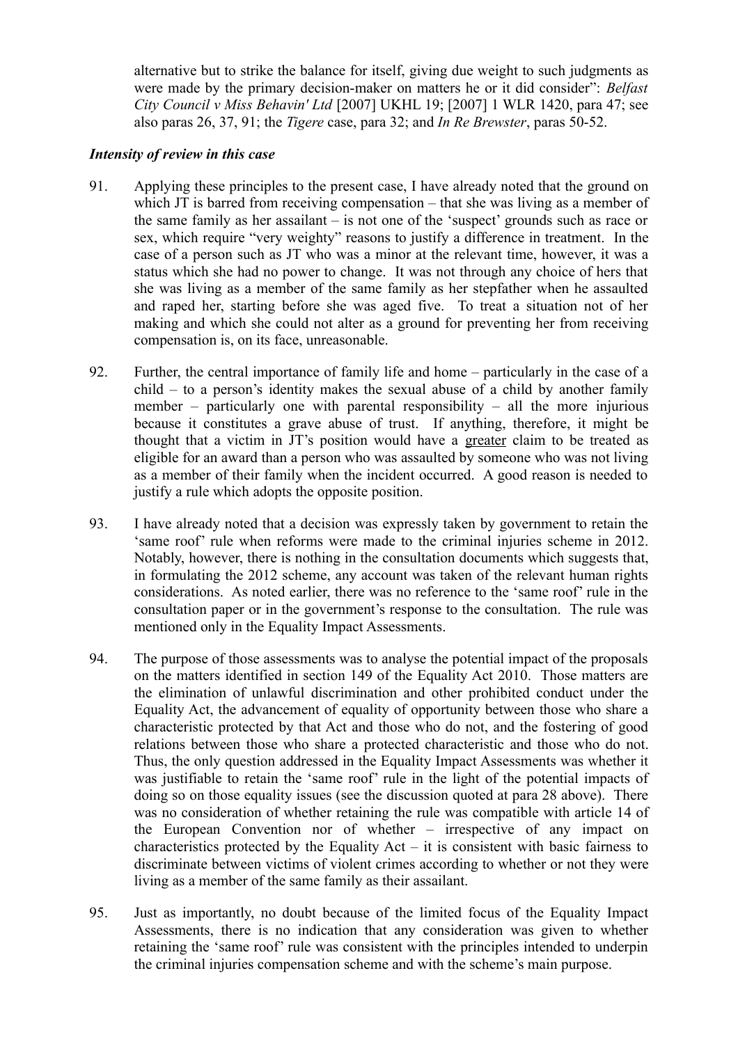alternative but to strike the balance for itself, giving due weight to such judgments as were made by the primary decision-maker on matters he or it did consider": *Belfast City Council v Miss Behavin' Ltd* [2007] UKHL 19; [2007] 1 WLR 1420, para 47; see also paras 26, 37, 91; the *Tigere* case, para 32; and *In Re Brewster*, paras 50-52.

***Intensity of review in this case***

91. Applying these principles to the present case, I have already noted that the ground on which JT is barred from receiving compensation – that she was living as a member of the same family as her assailant – is not one of the 'suspect' grounds such as race or sex, which require "very weighty" reasons to justify a difference in treatment. In the case of a person such as JT who was a minor at the relevant time, however, it was a status which she had no power to change. It was not through any choice of hers that she was living as a member of the same family as her stepfather when he assaulted and raped her, starting before she was aged five. To treat a situation not of her making and which she could not alter as a ground for preventing her from receiving compensation is, on its face, unreasonable.

92. Further, the central importance of family life and home – particularly in the case of a child – to a person's identity makes the sexual abuse of a child by another family member – particularly one with parental responsibility – all the more injurious because it constitutes a grave abuse of trust. If anything, therefore, it might be thought that a victim in JT's position would have a greater claim to be treated as eligible for an award than a person who was assaulted by someone who was not living as a member of their family when the incident occurred. A good reason is needed to justify a rule which adopts the opposite position.

93. I have already noted that a decision was expressly taken by government to retain the 'same roof' rule when reforms were made to the criminal injuries scheme in 2012. Notably, however, there is nothing in the consultation documents which suggests that, in formulating the 2012 scheme, any account was taken of the relevant human rights considerations. As noted earlier, there was no reference to the 'same roof' rule in the consultation paper or in the government's response to the consultation. The rule was mentioned only in the Equality Impact Assessments.

94. The purpose of those assessments was to analyse the potential impact of the proposals on the matters identified in section 149 of the Equality Act 2010. Those matters are the elimination of unlawful discrimination and other prohibited conduct under the Equality Act, the advancement of equality of opportunity between those who share a characteristic protected by that Act and those who do not, and the fostering of good relations between those who share a protected characteristic and those who do not. Thus, the only question addressed in the Equality Impact Assessments was whether it was justifiable to retain the 'same roof' rule in the light of the potential impacts of doing so on those equality issues (see the discussion quoted at para 28 above). There was no consideration of whether retaining the rule was compatible with article 14 of the European Convention nor of whether – irrespective of any impact on characteristics protected by the Equality Act – it is consistent with basic fairness to discriminate between victims of violent crimes according to whether or not they were living as a member of the same family as their assailant.

95. Just as importantly, no doubt because of the limited focus of the Equality Impact Assessments, there is no indication that any consideration was given to whether retaining the 'same roof' rule was consistent with the principles intended to underpin the criminal injuries compensation scheme and with the scheme's main purpose.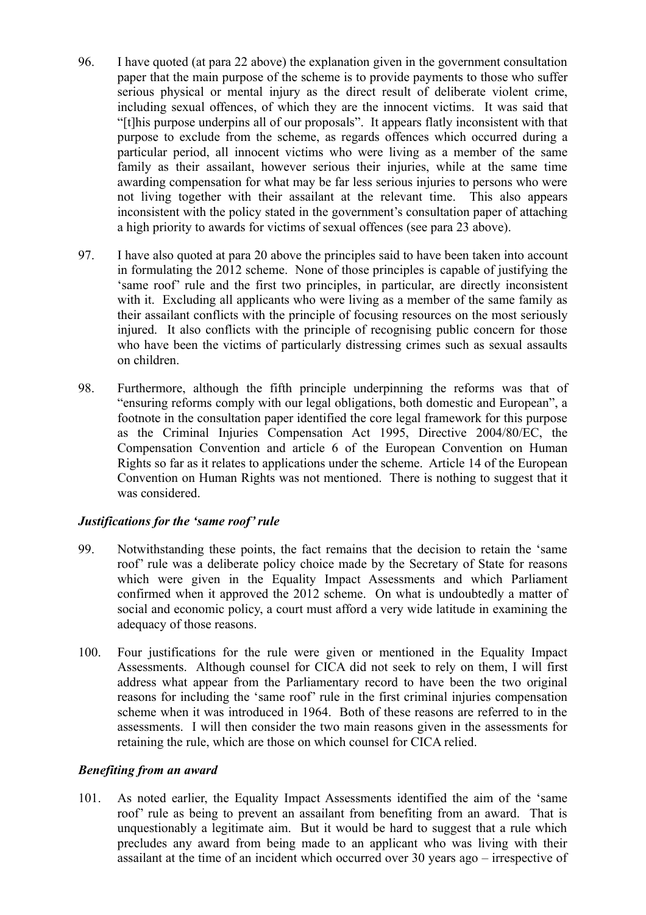96. I have quoted (at para 22 above) the explanation given in the government consultation paper that the main purpose of the scheme is to provide payments to those who suffer serious physical or mental injury as the direct result of deliberate violent crime, including sexual offences, of which they are the innocent victims. It was said that "[t]his purpose underpins all of our proposals". It appears flatly inconsistent with that purpose to exclude from the scheme, as regards offences which occurred during a particular period, all innocent victims who were living as a member of the same family as their assailant, however serious their injuries, while at the same time awarding compensation for what may be far less serious injuries to persons who were not living together with their assailant at the relevant time. This also appears inconsistent with the policy stated in the government's consultation paper of attaching a high priority to awards for victims of sexual offences (see para 23 above).

97. I have also quoted at para 20 above the principles said to have been taken into account in formulating the 2012 scheme. None of those principles is capable of justifying the 'same roof' rule and the first two principles, in particular, are directly inconsistent with it. Excluding all applicants who were living as a member of the same family as their assailant conflicts with the principle of focusing resources on the most seriously injured. It also conflicts with the principle of recognising public concern for those who have been the victims of particularly distressing crimes such as sexual assaults on children.

98. Furthermore, although the fifth principle underpinning the reforms was that of "ensuring reforms comply with our legal obligations, both domestic and European", a footnote in the consultation paper identified the core legal framework for this purpose as the Criminal Injuries Compensation Act 1995, Directive 2004/80/EC, the Compensation Convention and article 6 of the European Convention on Human Rights so far as it relates to applications under the scheme. Article 14 of the European Convention on Human Rights was not mentioned. There is nothing to suggest that it was considered.

### *Justifications for the 'same roof' rule*

99. Notwithstanding these points, the fact remains that the decision to retain the 'same roof' rule was a deliberate policy choice made by the Secretary of State for reasons which were given in the Equality Impact Assessments and which Parliament confirmed when it approved the 2012 scheme. On what is undoubtedly a matter of social and economic policy, a court must afford a very wide latitude in examining the adequacy of those reasons.

100. Four justifications for the rule were given or mentioned in the Equality Impact Assessments. Although counsel for CICA did not seek to rely on them, I will first address what appear from the Parliamentary record to have been the two original reasons for including the 'same roof' rule in the first criminal injuries compensation scheme when it was introduced in 1964. Both of these reasons are referred to in the assessments. I will then consider the two main reasons given in the assessments for retaining the rule, which are those on which counsel for CICA relied.

### *Benefiting from an award*

101. As noted earlier, the Equality Impact Assessments identified the aim of the 'same roof' rule as being to prevent an assailant from benefiting from an award. That is unquestionably a legitimate aim. But it would be hard to suggest that a rule which precludes any award from being made to an applicant who was living with their assailant at the time of an incident which occurred over 30 years ago – irrespective of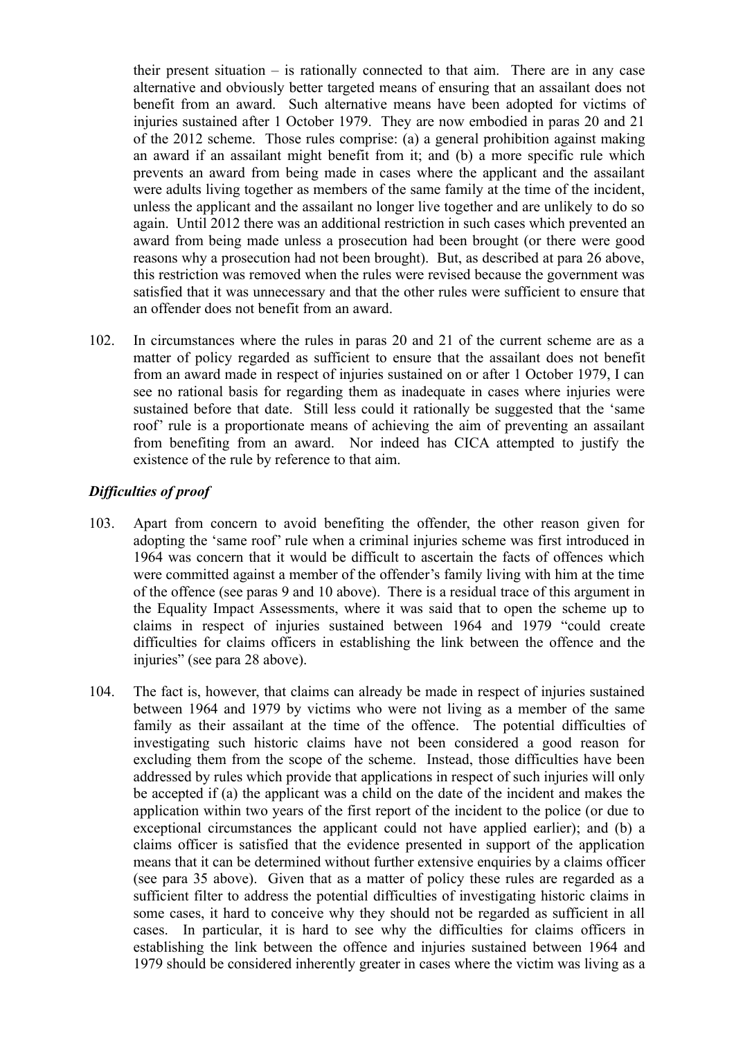their present situation – is rationally connected to that aim. There are in any case alternative and obviously better targeted means of ensuring that an assailant does not benefit from an award. Such alternative means have been adopted for victims of injuries sustained after 1 October 1979. They are now embodied in paras 20 and 21 of the 2012 scheme. Those rules comprise: (a) a general prohibition against making an award if an assailant might benefit from it; and (b) a more specific rule which prevents an award from being made in cases where the applicant and the assailant were adults living together as members of the same family at the time of the incident, unless the applicant and the assailant no longer live together and are unlikely to do so again. Until 2012 there was an additional restriction in such cases which prevented an award from being made unless a prosecution had been brought (or there were good reasons why a prosecution had not been brought). But, as described at para 26 above, this restriction was removed when the rules were revised because the government was satisfied that it was unnecessary and that the other rules were sufficient to ensure that an offender does not benefit from an award.

102. In circumstances where the rules in paras 20 and 21 of the current scheme are as a matter of policy regarded as sufficient to ensure that the assailant does not benefit from an award made in respect of injuries sustained on or after 1 October 1979, I can see no rational basis for regarding them as inadequate in cases where injuries were sustained before that date. Still less could it rationally be suggested that the 'same roof' rule is a proportionate means of achieving the aim of preventing an assailant from benefiting from an award. Nor indeed has CICA attempted to justify the existence of the rule by reference to that aim.

### *Difficulties of proof*

103. Apart from concern to avoid benefiting the offender, the other reason given for adopting the 'same roof' rule when a criminal injuries scheme was first introduced in 1964 was concern that it would be difficult to ascertain the facts of offences which were committed against a member of the offender's family living with him at the time of the offence (see paras 9 and 10 above). There is a residual trace of this argument in the Equality Impact Assessments, where it was said that to open the scheme up to claims in respect of injuries sustained between 1964 and 1979 "could create difficulties for claims officers in establishing the link between the offence and the injuries" (see para 28 above).

104. The fact is, however, that claims can already be made in respect of injuries sustained between 1964 and 1979 by victims who were not living as a member of the same family as their assailant at the time of the offence. The potential difficulties of investigating such historic claims have not been considered a good reason for excluding them from the scope of the scheme. Instead, those difficulties have been addressed by rules which provide that applications in respect of such injuries will only be accepted if (a) the applicant was a child on the date of the incident and makes the application within two years of the first report of the incident to the police (or due to exceptional circumstances the applicant could not have applied earlier); and (b) a claims officer is satisfied that the evidence presented in support of the application means that it can be determined without further extensive enquiries by a claims officer (see para 35 above). Given that as a matter of policy these rules are regarded as a sufficient filter to address the potential difficulties of investigating historic claims in some cases, it hard to conceive why they should not be regarded as sufficient in all cases. In particular, it is hard to see why the difficulties for claims officers in establishing the link between the offence and injuries sustained between 1964 and 1979 should be considered inherently greater in cases where the victim was living as a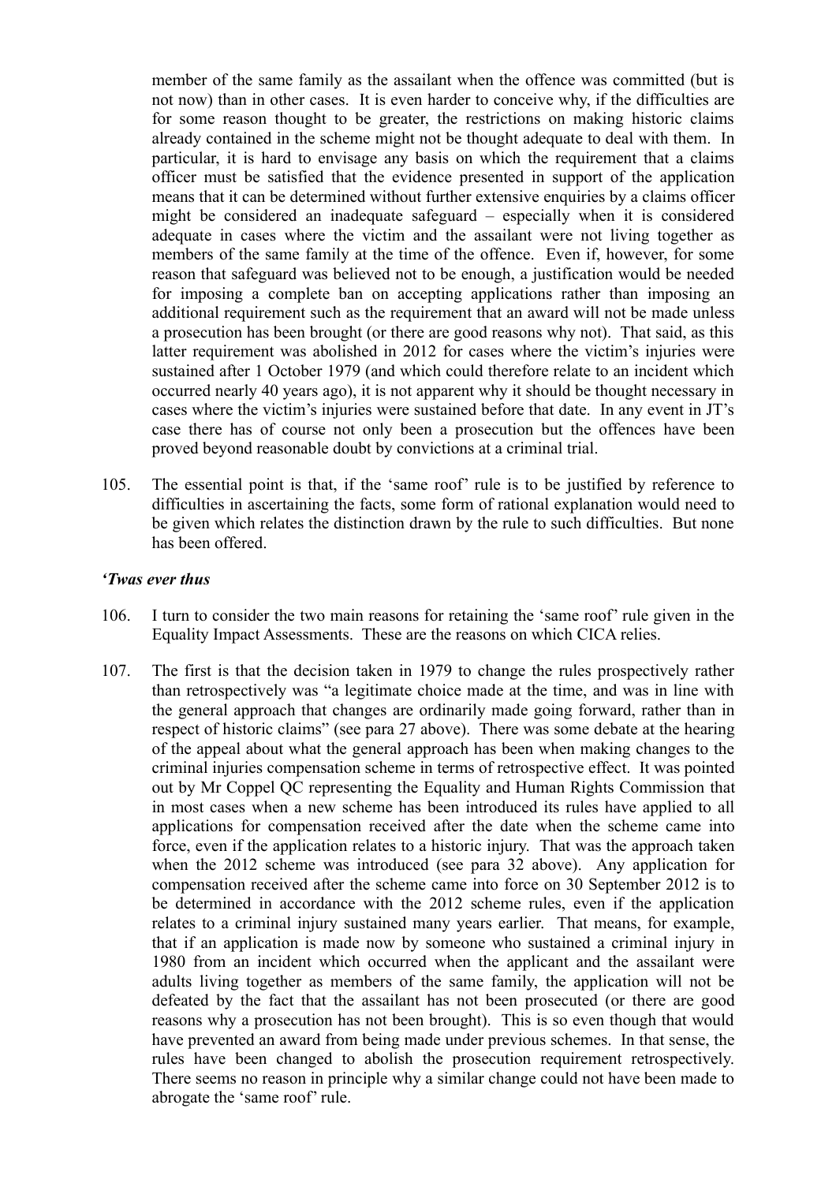member of the same family as the assailant when the offence was committed (but is not now) than in other cases. It is even harder to conceive why, if the difficulties are for some reason thought to be greater, the restrictions on making historic claims already contained in the scheme might not be thought adequate to deal with them. In particular, it is hard to envisage any basis on which the requirement that a claims officer must be satisfied that the evidence presented in support of the application means that it can be determined without further extensive enquiries by a claims officer might be considered an inadequate safeguard – especially when it is considered adequate in cases where the victim and the assailant were not living together as members of the same family at the time of the offence. Even if, however, for some reason that safeguard was believed not to be enough, a justification would be needed for imposing a complete ban on accepting applications rather than imposing an additional requirement such as the requirement that an award will not be made unless a prosecution has been brought (or there are good reasons why not). That said, as this latter requirement was abolished in 2012 for cases where the victim's injuries were sustained after 1 October 1979 (and which could therefore relate to an incident which occurred nearly 40 years ago), it is not apparent why it should be thought necessary in cases where the victim's injuries were sustained before that date. In any event in JT's case there has of course not only been a prosecution but the offences have been proved beyond reasonable doubt by convictions at a criminal trial.

105. The essential point is that, if the 'same roof' rule is to be justified by reference to difficulties in ascertaining the facts, some form of rational explanation would need to be given which relates the distinction drawn by the rule to such difficulties. But none has been offered.

### *'Twas ever thus*

106. I turn to consider the two main reasons for retaining the 'same roof' rule given in the Equality Impact Assessments. These are the reasons on which CICA relies.

107. The first is that the decision taken in 1979 to change the rules prospectively rather than retrospectively was "a legitimate choice made at the time, and was in line with the general approach that changes are ordinarily made going forward, rather than in respect of historic claims" (see para 27 above). There was some debate at the hearing of the appeal about what the general approach has been when making changes to the criminal injuries compensation scheme in terms of retrospective effect. It was pointed out by Mr Coppel QC representing the Equality and Human Rights Commission that in most cases when a new scheme has been introduced its rules have applied to all applications for compensation received after the date when the scheme came into force, even if the application relates to a historic injury. That was the approach taken when the 2012 scheme was introduced (see para 32 above). Any application for compensation received after the scheme came into force on 30 September 2012 is to be determined in accordance with the 2012 scheme rules, even if the application relates to a criminal injury sustained many years earlier. That means, for example, that if an application is made now by someone who sustained a criminal injury in 1980 from an incident which occurred when the applicant and the assailant were adults living together as members of the same family, the application will not be defeated by the fact that the assailant has not been prosecuted (or there are good reasons why a prosecution has not been brought). This is so even though that would have prevented an award from being made under previous schemes. In that sense, the rules have been changed to abolish the prosecution requirement retrospectively. There seems no reason in principle why a similar change could not have been made to abrogate the 'same roof' rule.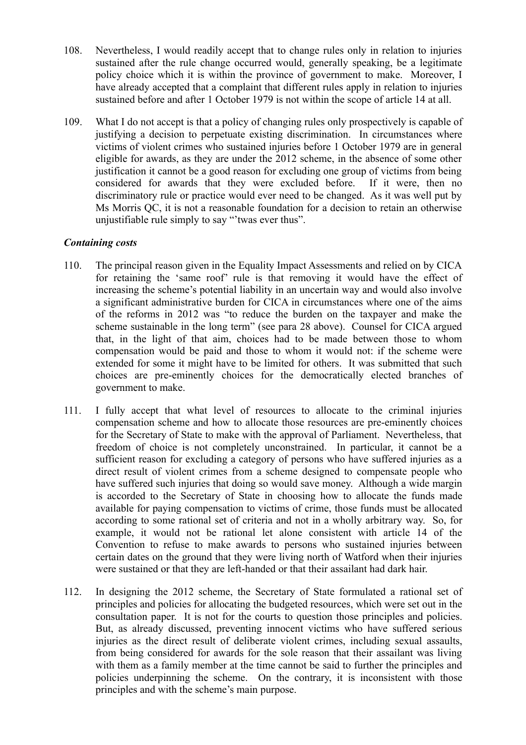108. Nevertheless, I would readily accept that to change rules only in relation to injuries sustained after the rule change occurred would, generally speaking, be a legitimate policy choice which it is within the province of government to make. Moreover, I have already accepted that a complaint that different rules apply in relation to injuries sustained before and after 1 October 1979 is not within the scope of article 14 at all.

109. What I do not accept is that a policy of changing rules only prospectively is capable of justifying a decision to perpetuate existing discrimination. In circumstances where victims of violent crimes who sustained injuries before 1 October 1979 are in general eligible for awards, as they are under the 2012 scheme, in the absence of some other justification it cannot be a good reason for excluding one group of victims from being considered for awards that they were excluded before. If it were, then no discriminatory rule or practice would ever need to be changed. As it was well put by Ms Morris QC, it is not a reasonable foundation for a decision to retain an otherwise unjustifiable rule simply to say "'twas ever thus".

### *Containing costs*

110. The principal reason given in the Equality Impact Assessments and relied on by CICA for retaining the 'same roof' rule is that removing it would have the effect of increasing the scheme's potential liability in an uncertain way and would also involve a significant administrative burden for CICA in circumstances where one of the aims of the reforms in 2012 was "to reduce the burden on the taxpayer and make the scheme sustainable in the long term" (see para 28 above). Counsel for CICA argued that, in the light of that aim, choices had to be made between those to whom compensation would be paid and those to whom it would not: if the scheme were extended for some it might have to be limited for others. It was submitted that such choices are pre-eminently choices for the democratically elected branches of government to make.

111. I fully accept that what level of resources to allocate to the criminal injuries compensation scheme and how to allocate those resources are pre-eminently choices for the Secretary of State to make with the approval of Parliament. Nevertheless, that freedom of choice is not completely unconstrained. In particular, it cannot be a sufficient reason for excluding a category of persons who have suffered injuries as a direct result of violent crimes from a scheme designed to compensate people who have suffered such injuries that doing so would save money. Although a wide margin is accorded to the Secretary of State in choosing how to allocate the funds made available for paying compensation to victims of crime, those funds must be allocated according to some rational set of criteria and not in a wholly arbitrary way. So, for example, it would not be rational let alone consistent with article 14 of the Convention to refuse to make awards to persons who sustained injuries between certain dates on the ground that they were living north of Watford when their injuries were sustained or that they are left-handed or that their assailant had dark hair.

112. In designing the 2012 scheme, the Secretary of State formulated a rational set of principles and policies for allocating the budgeted resources, which were set out in the consultation paper. It is not for the courts to question those principles and policies. But, as already discussed, preventing innocent victims who have suffered serious injuries as the direct result of deliberate violent crimes, including sexual assaults, from being considered for awards for the sole reason that their assailant was living with them as a family member at the time cannot be said to further the principles and policies underpinning the scheme. On the contrary, it is inconsistent with those principles and with the scheme's main purpose.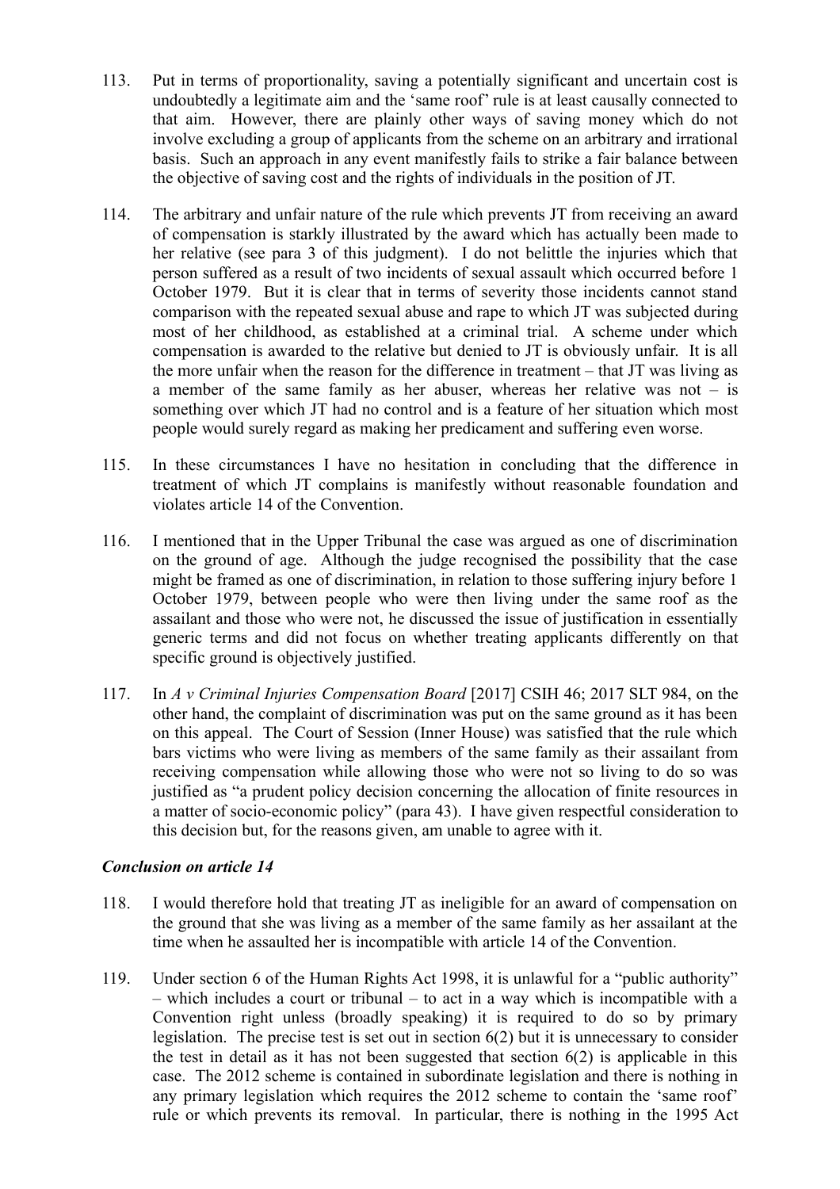113. Put in terms of proportionality, saving a potentially significant and uncertain cost is undoubtedly a legitimate aim and the 'same roof' rule is at least causally connected to that aim. However, there are plainly other ways of saving money which do not involve excluding a group of applicants from the scheme on an arbitrary and irrational basis. Such an approach in any event manifestly fails to strike a fair balance between the objective of saving cost and the rights of individuals in the position of JT.

114. The arbitrary and unfair nature of the rule which prevents JT from receiving an award of compensation is starkly illustrated by the award which has actually been made to her relative (see para 3 of this judgment). I do not belittle the injuries which that person suffered as a result of two incidents of sexual assault which occurred before 1 October 1979. But it is clear that in terms of severity those incidents cannot stand comparison with the repeated sexual abuse and rape to which JT was subjected during most of her childhood, as established at a criminal trial. A scheme under which compensation is awarded to the relative but denied to JT is obviously unfair. It is all the more unfair when the reason for the difference in treatment – that JT was living as a member of the same family as her abuser, whereas her relative was not – is something over which JT had no control and is a feature of her situation which most people would surely regard as making her predicament and suffering even worse.

115. In these circumstances I have no hesitation in concluding that the difference in treatment of which JT complains is manifestly without reasonable foundation and violates article 14 of the Convention.

116. I mentioned that in the Upper Tribunal the case was argued as one of discrimination on the ground of age. Although the judge recognised the possibility that the case might be framed as one of discrimination, in relation to those suffering injury before 1 October 1979, between people who were then living under the same roof as the assailant and those who were not, he discussed the issue of justification in essentially generic terms and did not focus on whether treating applicants differently on that specific ground is objectively justified.

117. In *A v Criminal Injuries Compensation Board* [2017] CSIH 46; 2017 SLT 984, on the other hand, the complaint of discrimination was put on the same ground as it has been on this appeal. The Court of Session (Inner House) was satisfied that the rule which bars victims who were living as members of the same family as their assailant from receiving compensation while allowing those who were not so living to do so was justified as "a prudent policy decision concerning the allocation of finite resources in a matter of socio-economic policy" (para 43). I have given respectful consideration to this decision but, for the reasons given, am unable to agree with it.

### *Conclusion on article 14*

118. I would therefore hold that treating JT as ineligible for an award of compensation on the ground that she was living as a member of the same family as her assailant at the time when he assaulted her is incompatible with article 14 of the Convention.

119. Under section 6 of the Human Rights Act 1998, it is unlawful for a "public authority" – which includes a court or tribunal – to act in a way which is incompatible with a Convention right unless (broadly speaking) it is required to do so by primary legislation. The precise test is set out in section 6(2) but it is unnecessary to consider the test in detail as it has not been suggested that section 6(2) is applicable in this case. The 2012 scheme is contained in subordinate legislation and there is nothing in any primary legislation which requires the 2012 scheme to contain the 'same roof' rule or which prevents its removal. In particular, there is nothing in the 1995 Act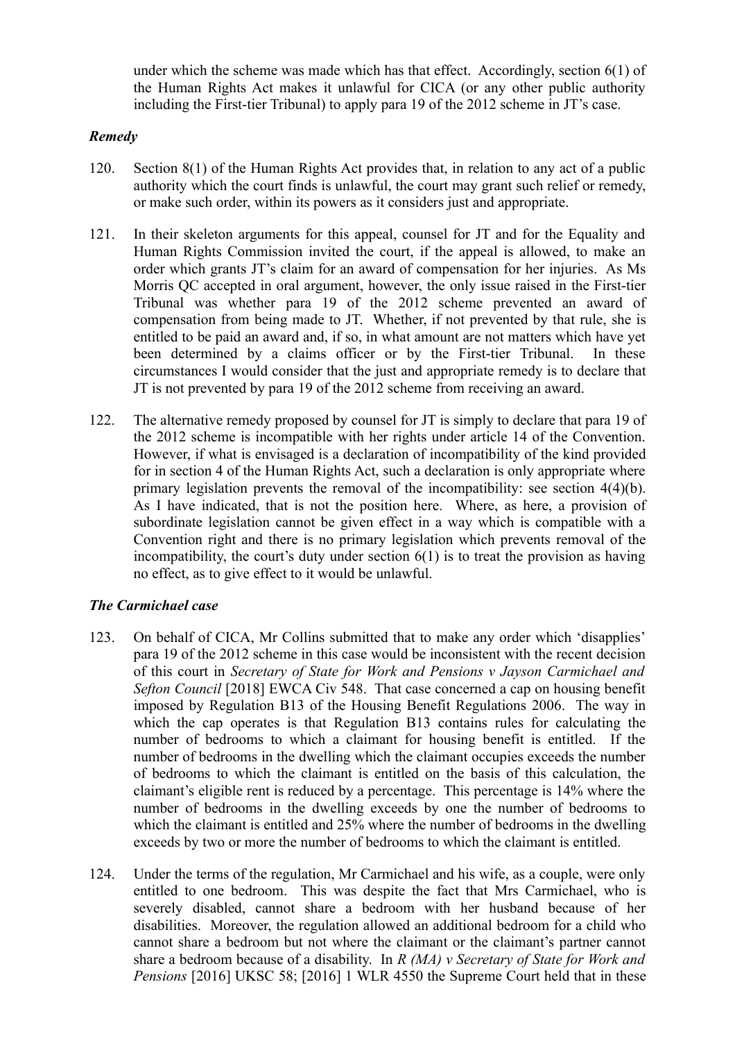under which the scheme was made which has that effect. Accordingly, section 6(1) of the Human Rights Act makes it unlawful for CICA (or any other public authority including the First-tier Tribunal) to apply para 19 of the 2012 scheme in JT's case.

### *Remedy*

120. Section 8(1) of the Human Rights Act provides that, in relation to any act of a public authority which the court finds is unlawful, the court may grant such relief or remedy, or make such order, within its powers as it considers just and appropriate.

121. In their skeleton arguments for this appeal, counsel for JT and for the Equality and Human Rights Commission invited the court, if the appeal is allowed, to make an order which grants JT's claim for an award of compensation for her injuries. As Ms Morris QC accepted in oral argument, however, the only issue raised in the First-tier Tribunal was whether para 19 of the 2012 scheme prevented an award of compensation from being made to JT. Whether, if not prevented by that rule, she is entitled to be paid an award and, if so, in what amount are not matters which have yet been determined by a claims officer or by the First-tier Tribunal. In these circumstances I would consider that the just and appropriate remedy is to declare that JT is not prevented by para 19 of the 2012 scheme from receiving an award.

122. The alternative remedy proposed by counsel for JT is simply to declare that para 19 of the 2012 scheme is incompatible with her rights under article 14 of the Convention. However, if what is envisaged is a declaration of incompatibility of the kind provided for in section 4 of the Human Rights Act, such a declaration is only appropriate where primary legislation prevents the removal of the incompatibility: see section 4(4)(b). As I have indicated, that is not the position here. Where, as here, a provision of subordinate legislation cannot be given effect in a way which is compatible with a Convention right and there is no primary legislation which prevents removal of the incompatibility, the court's duty under section 6(1) is to treat the provision as having no effect, as to give effect to it would be unlawful.

### *The Carmichael case*

123. On behalf of CICA, Mr Collins submitted that to make any order which 'disapplies' para 19 of the 2012 scheme in this case would be inconsistent with the recent decision of this court in *Secretary of State for Work and Pensions v Jayson Carmichael and Sefton Council* [2018] EWCA Civ 548. That case concerned a cap on housing benefit imposed by Regulation B13 of the Housing Benefit Regulations 2006. The way in which the cap operates is that Regulation B13 contains rules for calculating the number of bedrooms to which a claimant for housing benefit is entitled. If the number of bedrooms in the dwelling which the claimant occupies exceeds the number of bedrooms to which the claimant is entitled on the basis of this calculation, the claimant's eligible rent is reduced by a percentage. This percentage is 14% where the number of bedrooms in the dwelling exceeds by one the number of bedrooms to which the claimant is entitled and 25% where the number of bedrooms in the dwelling exceeds by two or more the number of bedrooms to which the claimant is entitled.

124. Under the terms of the regulation, Mr Carmichael and his wife, as a couple, were only entitled to one bedroom. This was despite the fact that Mrs Carmichael, who is severely disabled, cannot share a bedroom with her husband because of her disabilities. Moreover, the regulation allowed an additional bedroom for a child who cannot share a bedroom but not where the claimant or the claimant's partner cannot share a bedroom because of a disability. In *R (MA) v Secretary of State for Work and Pensions* [2016] UKSC 58; [2016] 1 WLR 4550 the Supreme Court held that in these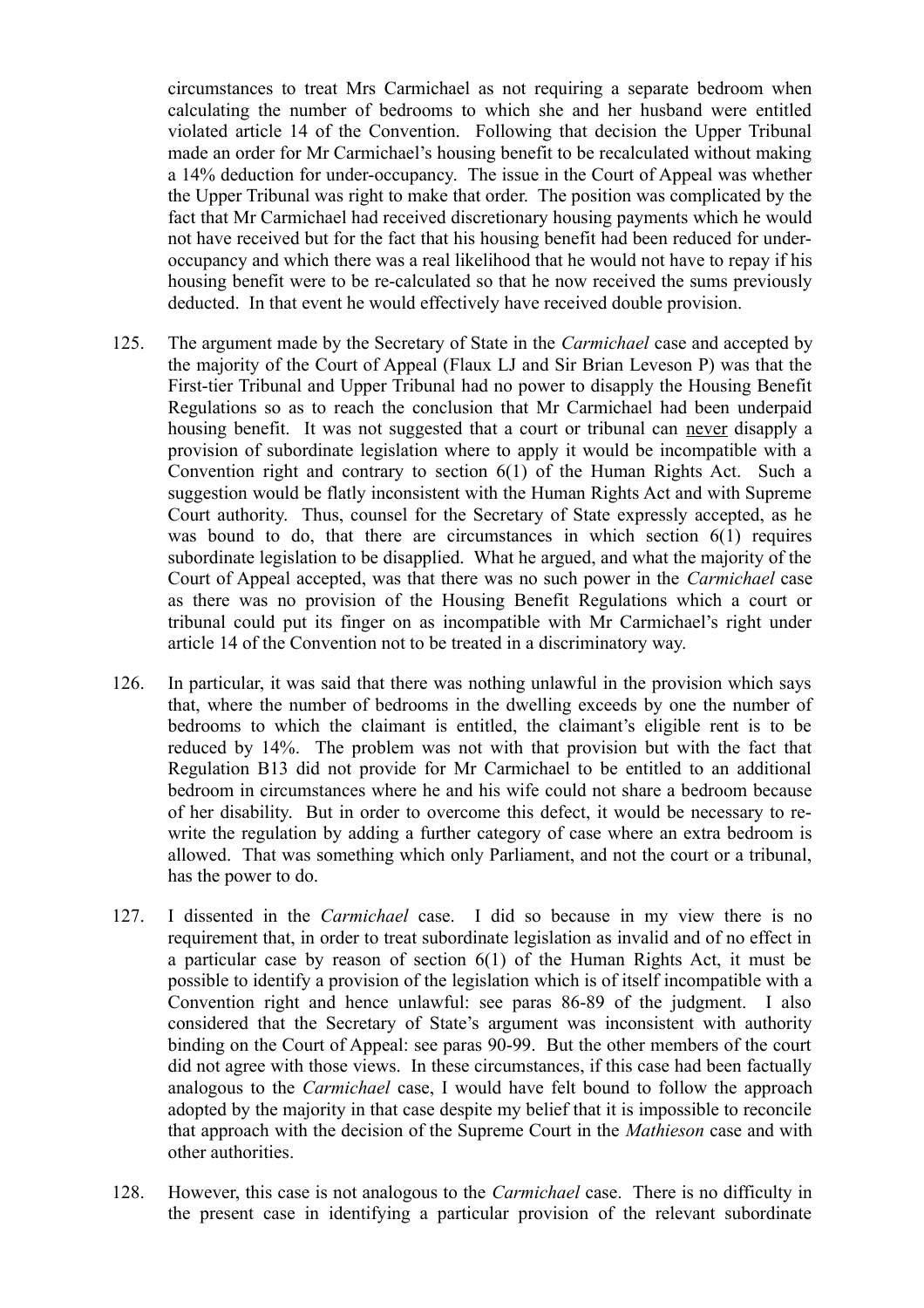circumstances to treat Mrs Carmichael as not requiring a separate bedroom when calculating the number of bedrooms to which she and her husband were entitled violated article 14 of the Convention. Following that decision the Upper Tribunal made an order for Mr Carmichael's housing benefit to be recalculated without making a 14% deduction for under-occupancy. The issue in the Court of Appeal was whether the Upper Tribunal was right to make that order. The position was complicated by the fact that Mr Carmichael had received discretionary housing payments which he would not have received but for the fact that his housing benefit had been reduced for under-occupancy and which there was a real likelihood that he would not have to repay if his housing benefit were to be re-calculated so that he now received the sums previously deducted. In that event he would effectively have received double provision.

125. The argument made by the Secretary of State in the *Carmichael* case and accepted by the majority of the Court of Appeal (Flaux LJ and Sir Brian Leveson P) was that the First-tier Tribunal and Upper Tribunal had no power to disapply the Housing Benefit Regulations so as to reach the conclusion that Mr Carmichael had been underpaid housing benefit. It was not suggested that a court or tribunal can never disapply a provision of subordinate legislation where to apply it would be incompatible with a Convention right and contrary to section 6(1) of the Human Rights Act. Such a suggestion would be flatly inconsistent with the Human Rights Act and with Supreme Court authority. Thus, counsel for the Secretary of State expressly accepted, as he was bound to do, that there are circumstances in which section 6(1) requires subordinate legislation to be disapplied. What he argued, and what the majority of the Court of Appeal accepted, was that there was no such power in the *Carmichael* case as there was no provision of the Housing Benefit Regulations which a court or tribunal could put its finger on as incompatible with Mr Carmichael's right under article 14 of the Convention not to be treated in a discriminatory way.

126. In particular, it was said that there was nothing unlawful in the provision which says that, where the number of bedrooms in the dwelling exceeds by one the number of bedrooms to which the claimant is entitled, the claimant's eligible rent is to be reduced by 14%. The problem was not with that provision but with the fact that Regulation B13 did not provide for Mr Carmichael to be entitled to an additional bedroom in circumstances where he and his wife could not share a bedroom because of her disability. But in order to overcome this defect, it would be necessary to re-write the regulation by adding a further category of case where an extra bedroom is allowed. That was something which only Parliament, and not the court or a tribunal, has the power to do.

127. I dissented in the *Carmichael* case. I did so because in my view there is no requirement that, in order to treat subordinate legislation as invalid and of no effect in a particular case by reason of section 6(1) of the Human Rights Act, it must be possible to identify a provision of the legislation which is of itself incompatible with a Convention right and hence unlawful: see paras 86-89 of the judgment. I also considered that the Secretary of State's argument was inconsistent with authority binding on the Court of Appeal: see paras 90-99. But the other members of the court did not agree with those views. In these circumstances, if this case had been factually analogous to the *Carmichael* case, I would have felt bound to follow the approach adopted by the majority in that case despite my belief that it is impossible to reconcile that approach with the decision of the Supreme Court in the *Mathieson* case and with other authorities.

128. However, this case is not analogous to the *Carmichael* case. There is no difficulty in the present case in identifying a particular provision of the relevant subordinate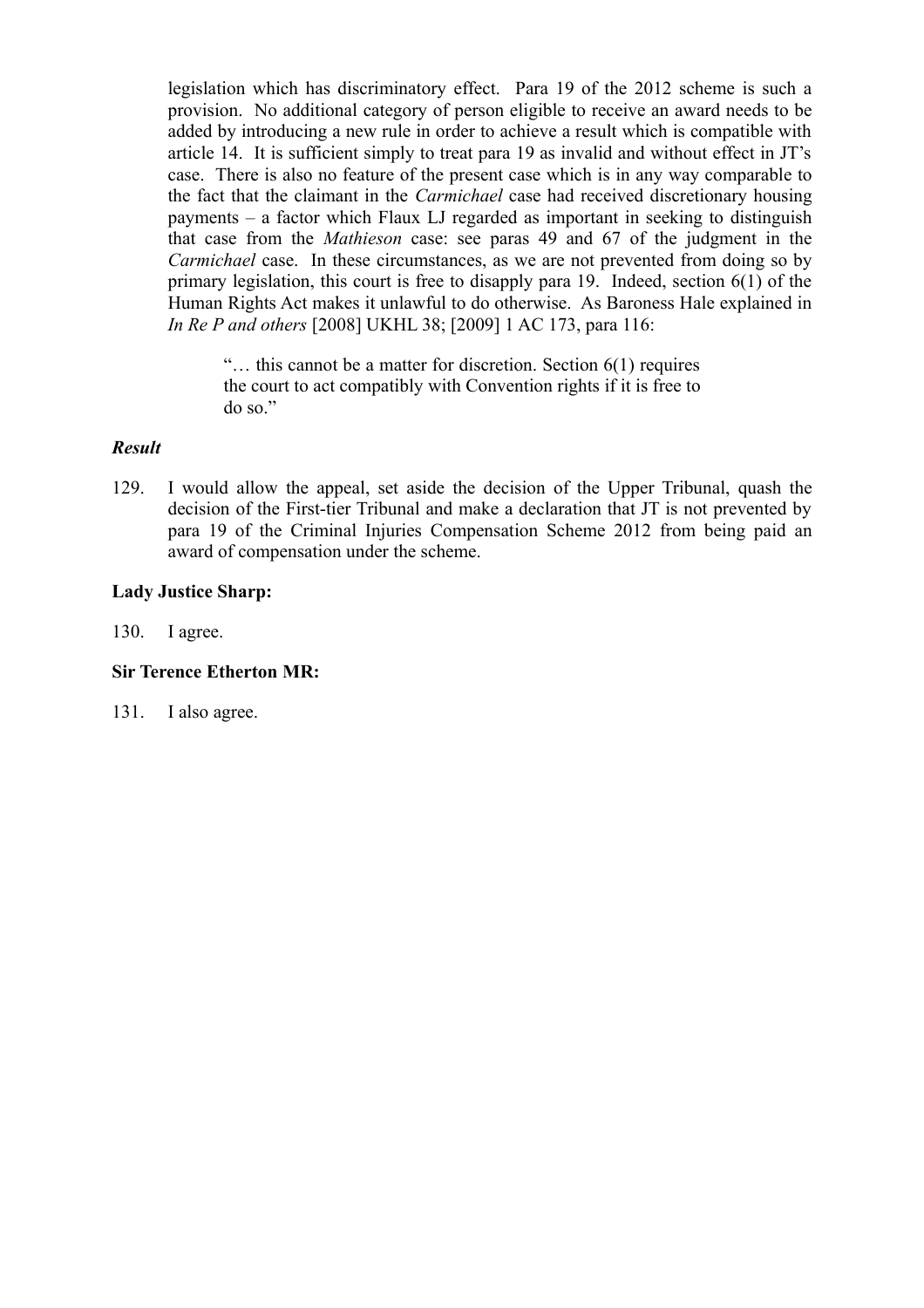legislation which has discriminatory effect. Para 19 of the 2012 scheme is such a provision. No additional category of person eligible to receive an award needs to be added by introducing a new rule in order to achieve a result which is compatible with article 14. It is sufficient simply to treat para 19 as invalid and without effect in JT's case. There is also no feature of the present case which is in any way comparable to the fact that the claimant in the *Carmichael* case had received discretionary housing payments – a factor which Flaux LJ regarded as important in seeking to distinguish that case from the *Mathieson* case: see paras 49 and 67 of the judgment in the *Carmichael* case. In these circumstances, as we are not prevented from doing so by primary legislation, this court is free to disapply para 19. Indeed, section 6(1) of the Human Rights Act makes it unlawful to do otherwise. As Baroness Hale explained in *In Re P and others* [2008] UKHL 38; [2009] 1 AC 173, para 116:

> "… this cannot be a matter for discretion. Section 6(1) requires the court to act compatibly with Convention rights if it is free to do so."

***Result***

129. I would allow the appeal, set aside the decision of the Upper Tribunal, quash the decision of the First-tier Tribunal and make a declaration that JT is not prevented by para 19 of the Criminal Injuries Compensation Scheme 2012 from being paid an award of compensation under the scheme.

**Lady Justice Sharp:**

130. I agree.

**Sir Terence Etherton MR:**

131. I also agree.